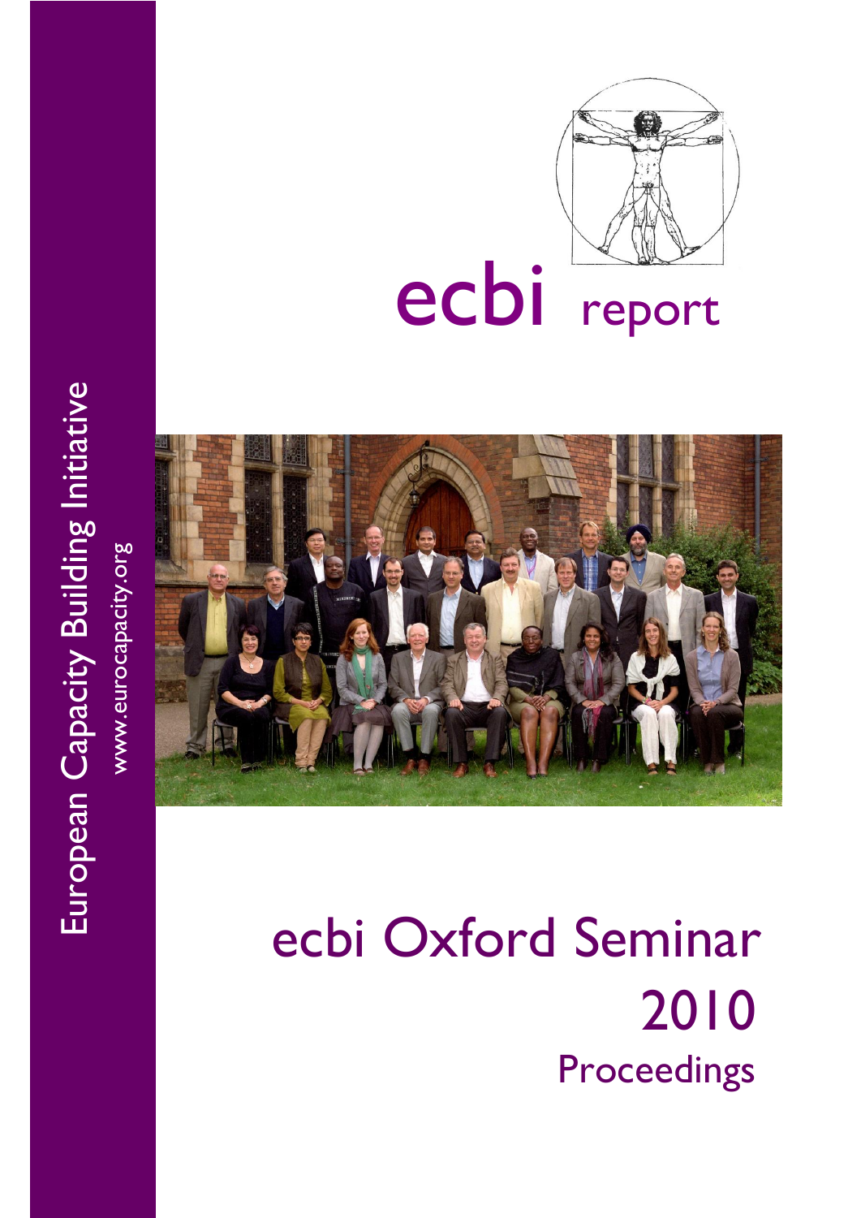European Capacity Building Initiative

www.eurocapacity.org

# ecbi report

# ecbi Oxford Seminar 2010

## Proceedings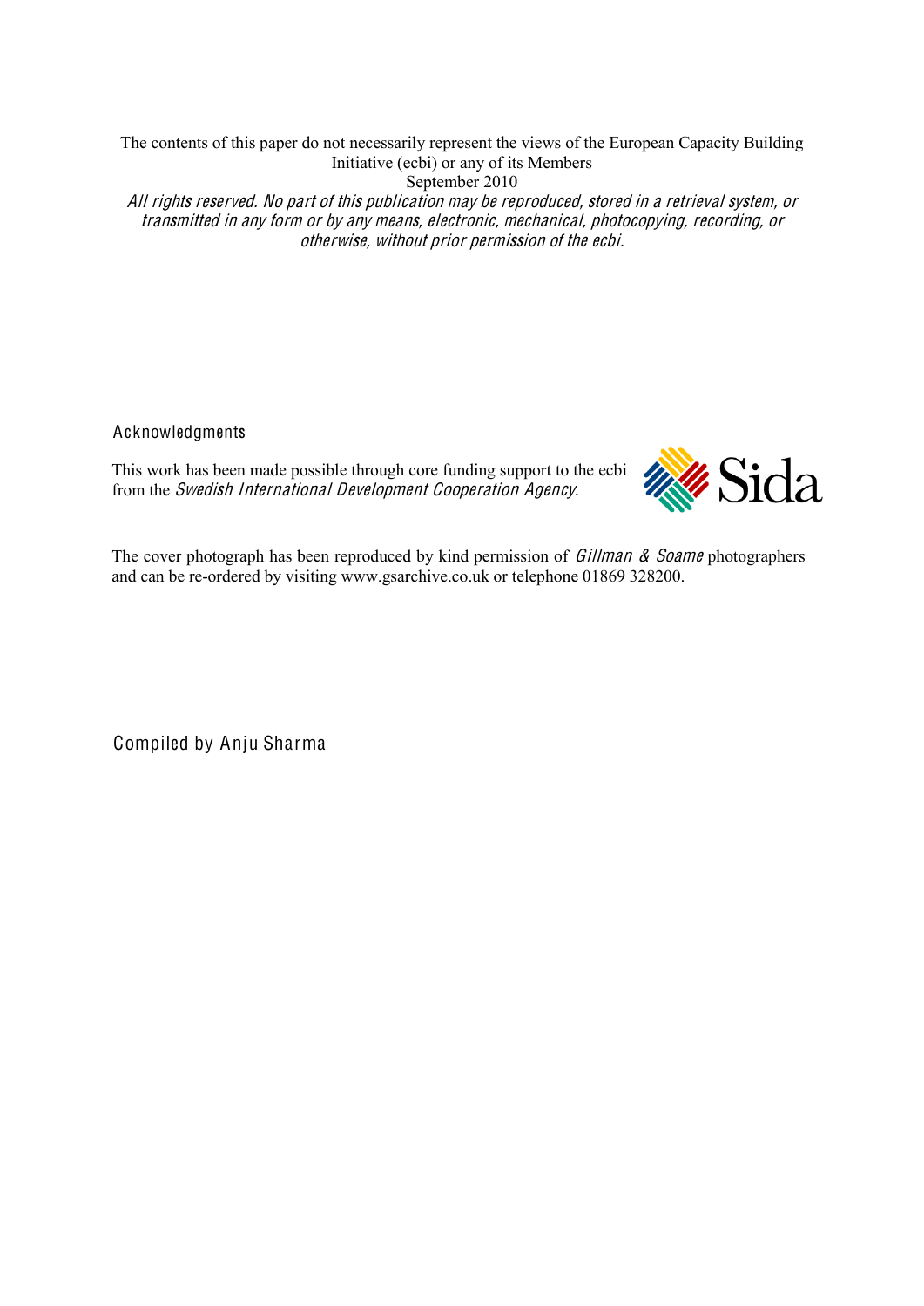The contents of this paper do not necessarily represent the views of the European Capacity Building Initiative (ecbi) or any of its Members

September 2010

*All rights reserved. No part of this publication may be reproduced, stored in a retrieval system, or transmitted in any form or by any means, electronic, mechanical, photocopying, recording, or otherwise, without prior permission of the ecbi.*

## Acknowledgments

This work has been made possible through core funding support to the ecbi from the *Swedish International Development Cooperation Agency*.

Sida

The cover photograph has been reproduced by kind permission of *Gillman & Soame* photographers and can be re-ordered by visiting www.gsarchive.co.uk or telephone 01869 328200.

Compiled by Anju Sharma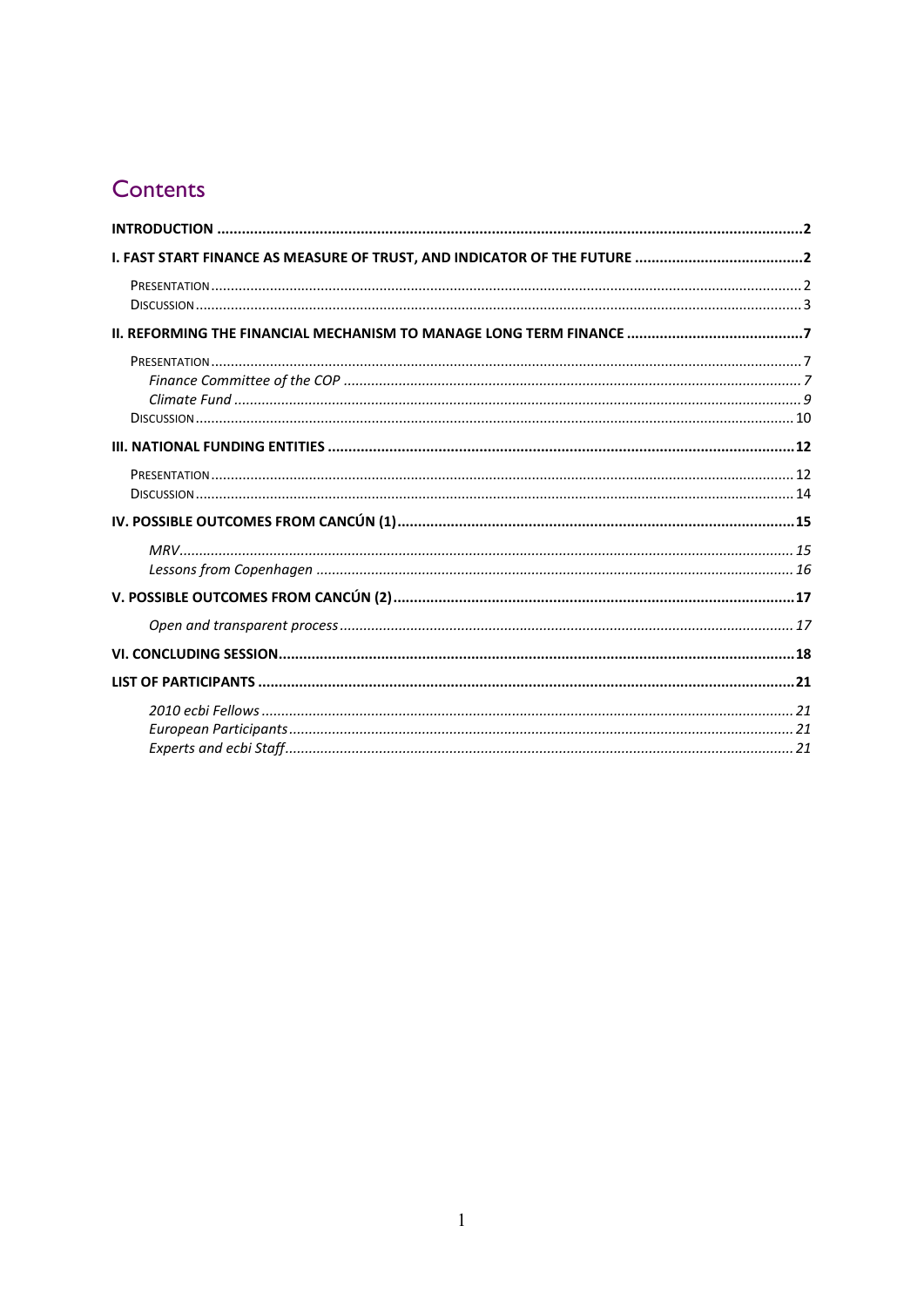# Contents

**INTRODUCTION** ........................................................................ **2**

**I. FAST START FINANCE AS MEASURE OF TRUST, AND INDICATOR OF THE FUTURE** ........................ **2**

- PRESENTATION ........................................................................ 2
- DISCUSSION ........................................................................ 3

**II. REFORMING THE FINANCIAL MECHANISM TO MANAGE LONG TERM FINANCE** ........................ **7**

- PRESENTATION ........................................................................ 7
  - *Finance Committee of the COP* ........................................................................ *7*
  - *Climate Fund* ........................................................................ *9*
- DISCUSSION ........................................................................ 10

**III. NATIONAL FUNDING ENTITIES** ........................................................................ **12**

- PRESENTATION ........................................................................ 12
- DISCUSSION ........................................................................ 14

**IV. POSSIBLE OUTCOMES FROM CANCÚN (1)** ........................................................................ **15**

- *MRV* ........................................................................ *15*
- *Lessons from Copenhagen* ........................................................................ *16*

**V. POSSIBLE OUTCOMES FROM CANCÚN (2)** ........................................................................ **17**

- *Open and transparent process* ........................................................................ *17*

**VI. CONCLUDING SESSION** ........................................................................ **18**

**LIST OF PARTICIPANTS** ........................................................................ **21**

- *2010 ecbi Fellows* ........................................................................ *21*
- *European Participants* ........................................................................ *21*
- *Experts and ecbi Staff* ........................................................................ *21*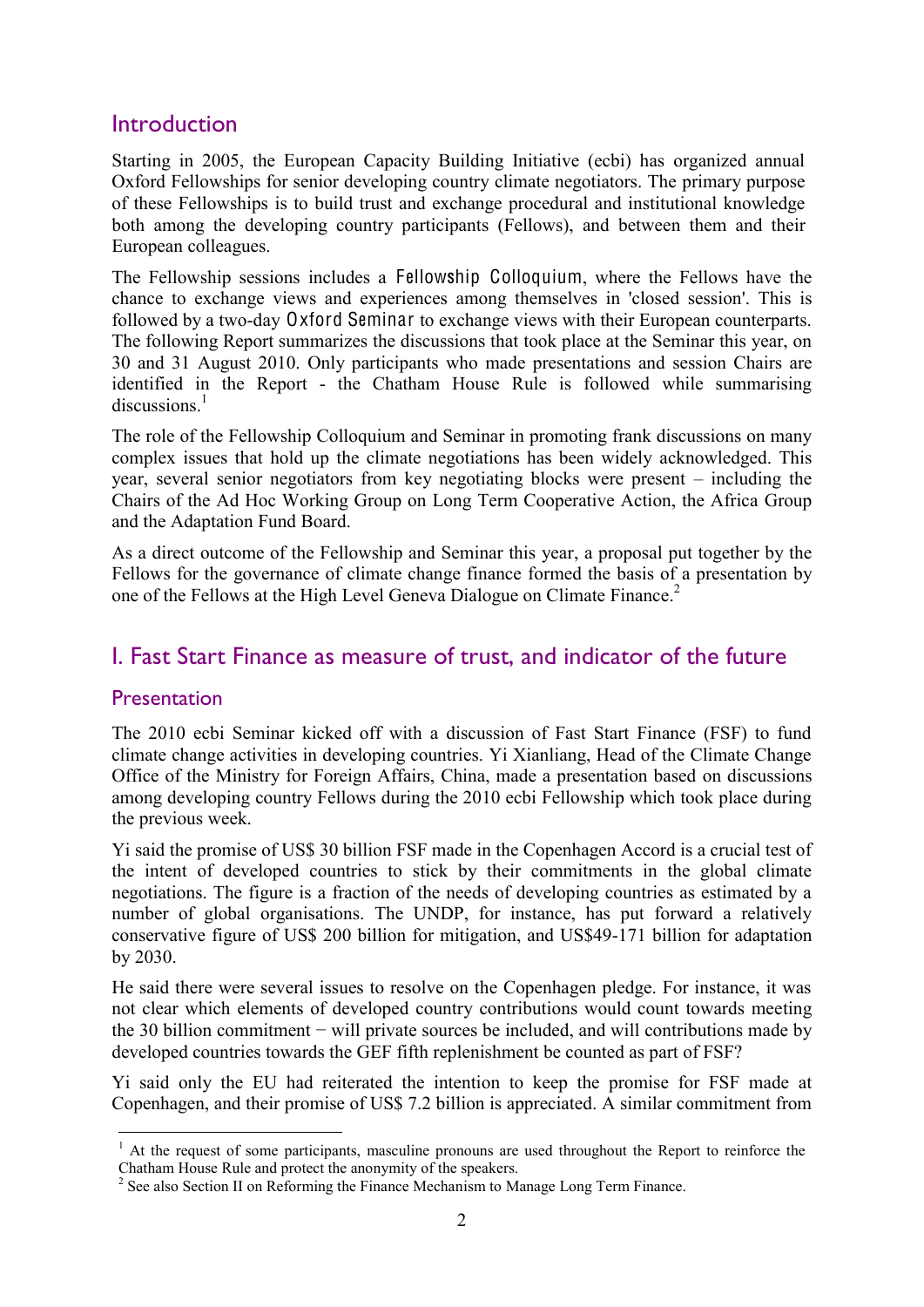## Introduction

Starting in 2005, the European Capacity Building Initiative (ecbi) has organized annual Oxford Fellowships for senior developing country climate negotiators. The primary purpose of these Fellowships is to build trust and exchange procedural and institutional knowledge both among the developing country participants (Fellows), and between them and their European colleagues.

The Fellowship sessions includes a Fellowship Colloquium, where the Fellows have the chance to exchange views and experiences among themselves in 'closed session'. This is followed by a two-day Oxford Seminar to exchange views with their European counterparts. The following Report summarizes the discussions that took place at the Seminar this year, on 30 and 31 August 2010. Only participants who made presentations and session Chairs are identified in the Report - the Chatham House Rule is followed while summarising discussions.[1]

The role of the Fellowship Colloquium and Seminar in promoting frank discussions on many complex issues that hold up the climate negotiations has been widely acknowledged. This year, several senior negotiators from key negotiating blocks were present – including the Chairs of the Ad Hoc Working Group on Long Term Cooperative Action, the Africa Group and the Adaptation Fund Board.

As a direct outcome of the Fellowship and Seminar this year, a proposal put together by the Fellows for the governance of climate change finance formed the basis of a presentation by one of the Fellows at the High Level Geneva Dialogue on Climate Finance.[2]

## I. Fast Start Finance as measure of trust, and indicator of the future

### Presentation

The 2010 ecbi Seminar kicked off with a discussion of Fast Start Finance (FSF) to fund climate change activities in developing countries. Yi Xianliang, Head of the Climate Change Office of the Ministry for Foreign Affairs, China, made a presentation based on discussions among developing country Fellows during the 2010 ecbi Fellowship which took place during the previous week.

Yi said the promise of US$ 30 billion FSF made in the Copenhagen Accord is a crucial test of the intent of developed countries to stick by their commitments in the global climate negotiations. The figure is a fraction of the needs of developing countries as estimated by a number of global organisations. The UNDP, for instance, has put forward a relatively conservative figure of US$ 200 billion for mitigation, and US$49-171 billion for adaptation by 2030.

He said there were several issues to resolve on the Copenhagen pledge. For instance, it was not clear which elements of developed country contributions would count towards meeting the 30 billion commitment − will private sources be included, and will contributions made by developed countries towards the GEF fifth replenishment be counted as part of FSF?

Yi said only the EU had reiterated the intention to keep the promise for FSF made at Copenhagen, and their promise of US$ 7.2 billion is appreciated. A similar commitment from

---

[1] At the request of some participants, masculine pronouns are used throughout the Report to reinforce the Chatham House Rule and protect the anonymity of the speakers.

[2] See also Section II on Reforming the Finance Mechanism to Manage Long Term Finance.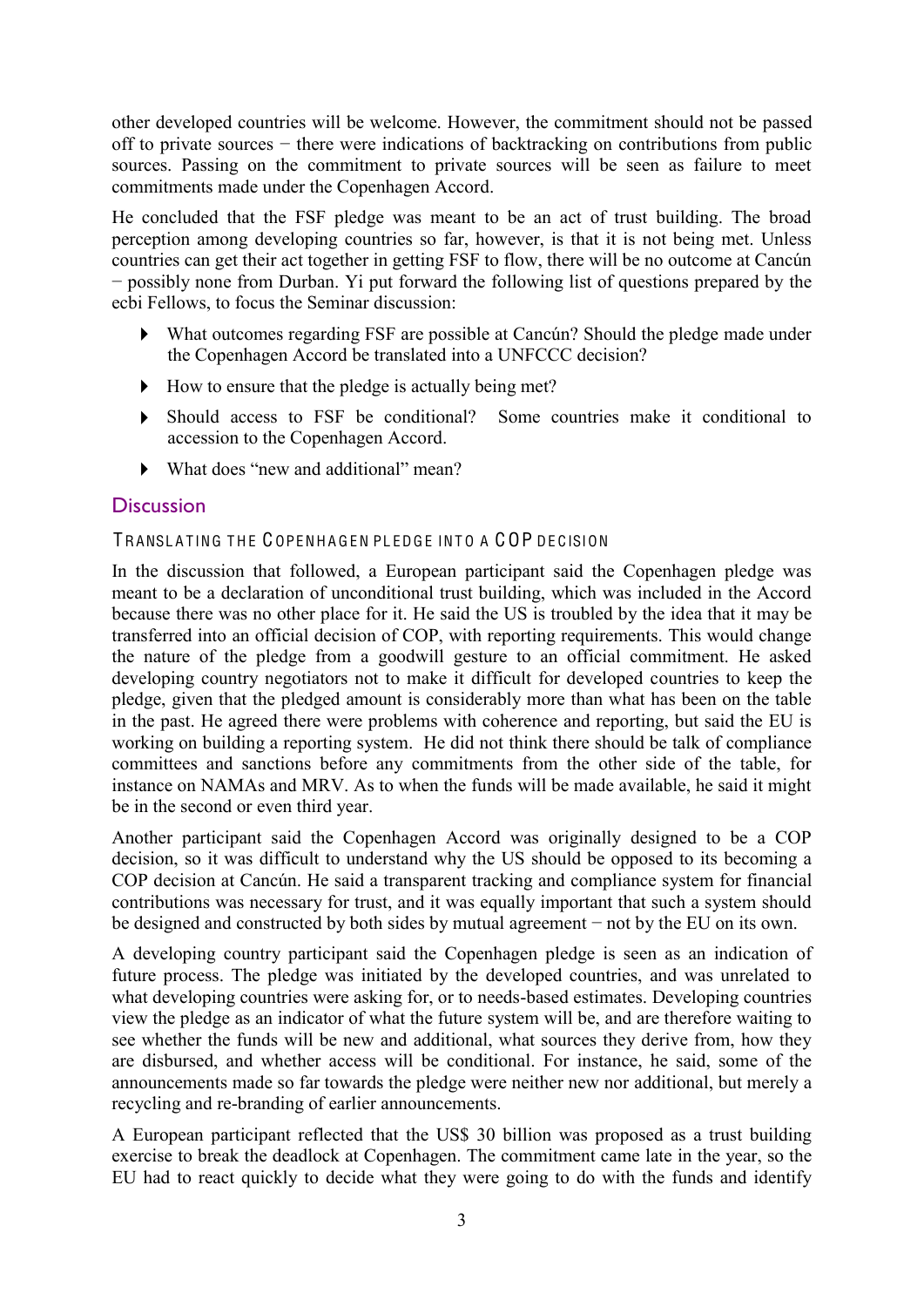other developed countries will be welcome. However, the commitment should not be passed off to private sources − there were indications of backtracking on contributions from public sources. Passing on the commitment to private sources will be seen as failure to meet commitments made under the Copenhagen Accord.

He concluded that the FSF pledge was meant to be an act of trust building. The broad perception among developing countries so far, however, is that it is not being met. Unless countries can get their act together in getting FSF to flow, there will be no outcome at Cancún − possibly none from Durban. Yi put forward the following list of questions prepared by the ecbi Fellows, to focus the Seminar discussion:

- What outcomes regarding FSF are possible at Cancún? Should the pledge made under the Copenhagen Accord be translated into a UNFCCC decision?
- How to ensure that the pledge is actually being met?
- Should access to FSF be conditional? Some countries make it conditional to accession to the Copenhagen Accord.
- What does "new and additional" mean?

## Discussion

### Translating the Copenhagen pledge into a COP decision

In the discussion that followed, a European participant said the Copenhagen pledge was meant to be a declaration of unconditional trust building, which was included in the Accord because there was no other place for it. He said the US is troubled by the idea that it may be transferred into an official decision of COP, with reporting requirements. This would change the nature of the pledge from a goodwill gesture to an official commitment. He asked developing country negotiators not to make it difficult for developed countries to keep the pledge, given that the pledged amount is considerably more than what has been on the table in the past. He agreed there were problems with coherence and reporting, but said the EU is working on building a reporting system. He did not think there should be talk of compliance committees and sanctions before any commitments from the other side of the table, for instance on NAMAs and MRV. As to when the funds will be made available, he said it might be in the second or even third year.

Another participant said the Copenhagen Accord was originally designed to be a COP decision, so it was difficult to understand why the US should be opposed to its becoming a COP decision at Cancún. He said a transparent tracking and compliance system for financial contributions was necessary for trust, and it was equally important that such a system should be designed and constructed by both sides by mutual agreement − not by the EU on its own.

A developing country participant said the Copenhagen pledge is seen as an indication of future process. The pledge was initiated by the developed countries, and was unrelated to what developing countries were asking for, or to needs-based estimates. Developing countries view the pledge as an indicator of what the future system will be, and are therefore waiting to see whether the funds will be new and additional, what sources they derive from, how they are disbursed, and whether access will be conditional. For instance, he said, some of the announcements made so far towards the pledge were neither new nor additional, but merely a recycling and re-branding of earlier announcements.

A European participant reflected that the US$ 30 billion was proposed as a trust building exercise to break the deadlock at Copenhagen. The commitment came late in the year, so the EU had to react quickly to decide what they were going to do with the funds and identify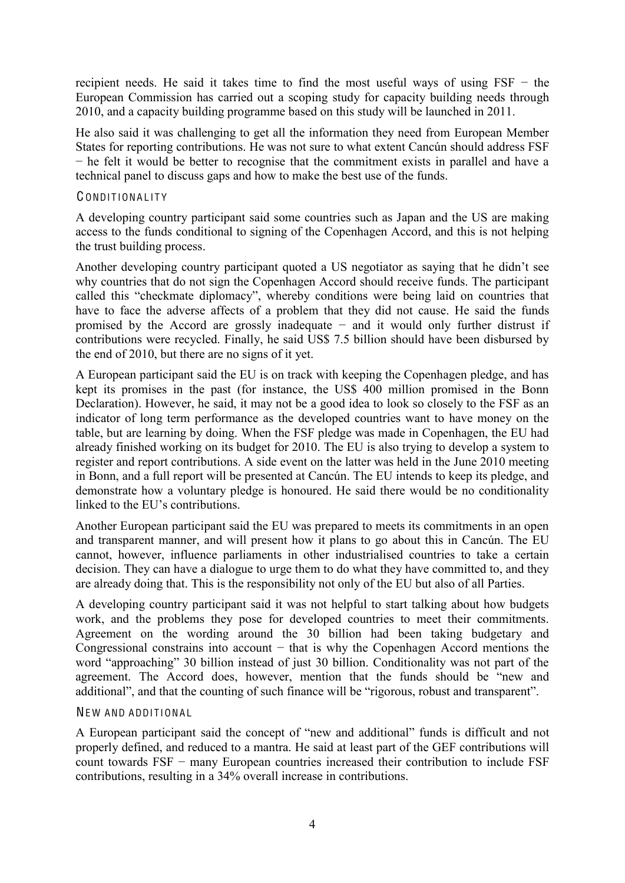recipient needs. He said it takes time to find the most useful ways of using FSF − the European Commission has carried out a scoping study for capacity building needs through 2010, and a capacity building programme based on this study will be launched in 2011.

He also said it was challenging to get all the information they need from European Member States for reporting contributions. He was not sure to what extent Cancún should address FSF − he felt it would be better to recognise that the commitment exists in parallel and have a technical panel to discuss gaps and how to make the best use of the funds.

### CONDITIONALITY

A developing country participant said some countries such as Japan and the US are making access to the funds conditional to signing of the Copenhagen Accord, and this is not helping the trust building process.

Another developing country participant quoted a US negotiator as saying that he didn't see why countries that do not sign the Copenhagen Accord should receive funds. The participant called this "checkmate diplomacy", whereby conditions were being laid on countries that have to face the adverse affects of a problem that they did not cause. He said the funds promised by the Accord are grossly inadequate − and it would only further distrust if contributions were recycled. Finally, he said US$ 7.5 billion should have been disbursed by the end of 2010, but there are no signs of it yet.

A European participant said the EU is on track with keeping the Copenhagen pledge, and has kept its promises in the past (for instance, the US$ 400 million promised in the Bonn Declaration). However, he said, it may not be a good idea to look so closely to the FSF as an indicator of long term performance as the developed countries want to have money on the table, but are learning by doing. When the FSF pledge was made in Copenhagen, the EU had already finished working on its budget for 2010. The EU is also trying to develop a system to register and report contributions. A side event on the latter was held in the June 2010 meeting in Bonn, and a full report will be presented at Cancún. The EU intends to keep its pledge, and demonstrate how a voluntary pledge is honoured. He said there would be no conditionality linked to the EU's contributions.

Another European participant said the EU was prepared to meets its commitments in an open and transparent manner, and will present how it plans to go about this in Cancún. The EU cannot, however, influence parliaments in other industrialised countries to take a certain decision. They can have a dialogue to urge them to do what they have committed to, and they are already doing that. This is the responsibility not only of the EU but also of all Parties.

A developing country participant said it was not helpful to start talking about how budgets work, and the problems they pose for developed countries to meet their commitments. Agreement on the wording around the 30 billion had been taking budgetary and Congressional constrains into account − that is why the Copenhagen Accord mentions the word "approaching" 30 billion instead of just 30 billion. Conditionality was not part of the agreement. The Accord does, however, mention that the funds should be "new and additional", and that the counting of such finance will be "rigorous, robust and transparent".

### NEW AND ADDITIONAL

A European participant said the concept of "new and additional" funds is difficult and not properly defined, and reduced to a mantra. He said at least part of the GEF contributions will count towards FSF − many European countries increased their contribution to include FSF contributions, resulting in a 34% overall increase in contributions.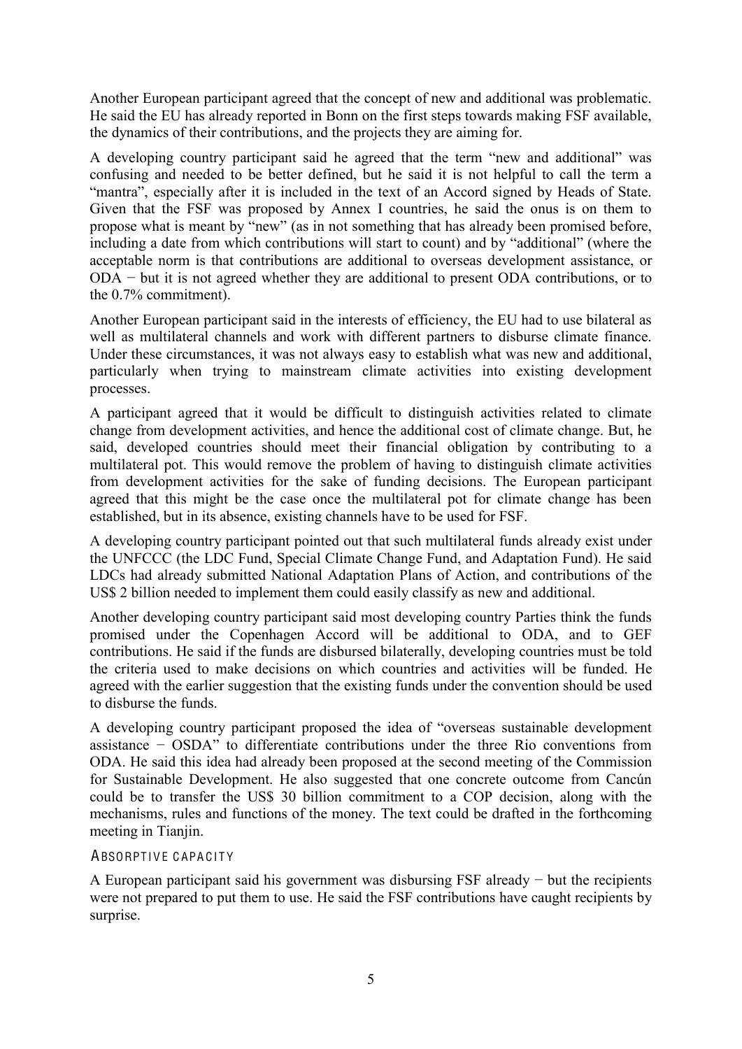Another European participant agreed that the concept of new and additional was problematic. He said the EU has already reported in Bonn on the first steps towards making FSF available, the dynamics of their contributions, and the projects they are aiming for.

A developing country participant said he agreed that the term "new and additional" was confusing and needed to be better defined, but he said it is not helpful to call the term a "mantra", especially after it is included in the text of an Accord signed by Heads of State. Given that the FSF was proposed by Annex I countries, he said the onus is on them to propose what is meant by "new" (as in not something that has already been promised before, including a date from which contributions will start to count) and by "additional" (where the acceptable norm is that contributions are additional to overseas development assistance, or ODA − but it is not agreed whether they are additional to present ODA contributions, or to the 0.7% commitment).

Another European participant said in the interests of efficiency, the EU had to use bilateral as well as multilateral channels and work with different partners to disburse climate finance. Under these circumstances, it was not always easy to establish what was new and additional, particularly when trying to mainstream climate activities into existing development processes.

A participant agreed that it would be difficult to distinguish activities related to climate change from development activities, and hence the additional cost of climate change. But, he said, developed countries should meet their financial obligation by contributing to a multilateral pot. This would remove the problem of having to distinguish climate activities from development activities for the sake of funding decisions. The European participant agreed that this might be the case once the multilateral pot for climate change has been established, but in its absence, existing channels have to be used for FSF.

A developing country participant pointed out that such multilateral funds already exist under the UNFCCC (the LDC Fund, Special Climate Change Fund, and Adaptation Fund). He said LDCs had already submitted National Adaptation Plans of Action, and contributions of the US$ 2 billion needed to implement them could easily classify as new and additional.

Another developing country participant said most developing country Parties think the funds promised under the Copenhagen Accord will be additional to ODA, and to GEF contributions. He said if the funds are disbursed bilaterally, developing countries must be told the criteria used to make decisions on which countries and activities will be funded. He agreed with the earlier suggestion that the existing funds under the convention should be used to disburse the funds.

A developing country participant proposed the idea of "overseas sustainable development assistance − OSDA" to differentiate contributions under the three Rio conventions from ODA. He said this idea had already been proposed at the second meeting of the Commission for Sustainable Development. He also suggested that one concrete outcome from Cancún could be to transfer the US$ 30 billion commitment to a COP decision, along with the mechanisms, rules and functions of the money. The text could be drafted in the forthcoming meeting in Tianjin.

### Absorptive capacity

A European participant said his government was disbursing FSF already − but the recipients were not prepared to put them to use. He said the FSF contributions have caught recipients by surprise.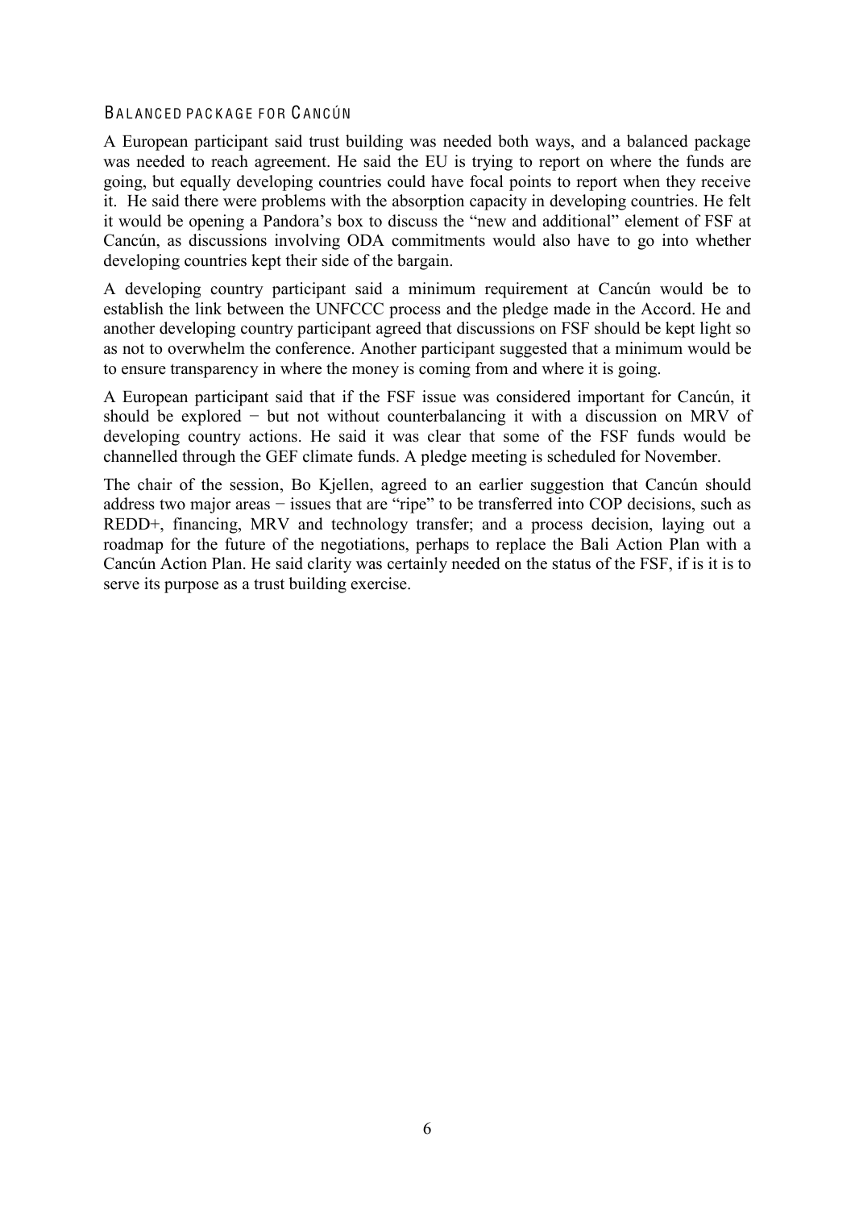### BALANCED PACKAGE FOR CANCÚN

A European participant said trust building was needed both ways, and a balanced package was needed to reach agreement. He said the EU is trying to report on where the funds are going, but equally developing countries could have focal points to report when they receive it. He said there were problems with the absorption capacity in developing countries. He felt it would be opening a Pandora's box to discuss the "new and additional" element of FSF at Cancún, as discussions involving ODA commitments would also have to go into whether developing countries kept their side of the bargain.

A developing country participant said a minimum requirement at Cancún would be to establish the link between the UNFCCC process and the pledge made in the Accord. He and another developing country participant agreed that discussions on FSF should be kept light so as not to overwhelm the conference. Another participant suggested that a minimum would be to ensure transparency in where the money is coming from and where it is going.

A European participant said that if the FSF issue was considered important for Cancún, it should be explored − but not without counterbalancing it with a discussion on MRV of developing country actions. He said it was clear that some of the FSF funds would be channelled through the GEF climate funds. A pledge meeting is scheduled for November.

The chair of the session, Bo Kjellen, agreed to an earlier suggestion that Cancún should address two major areas − issues that are "ripe" to be transferred into COP decisions, such as REDD+, financing, MRV and technology transfer; and a process decision, laying out a roadmap for the future of the negotiations, perhaps to replace the Bali Action Plan with a Cancún Action Plan. He said clarity was certainly needed on the status of the FSF, if is it is to serve its purpose as a trust building exercise.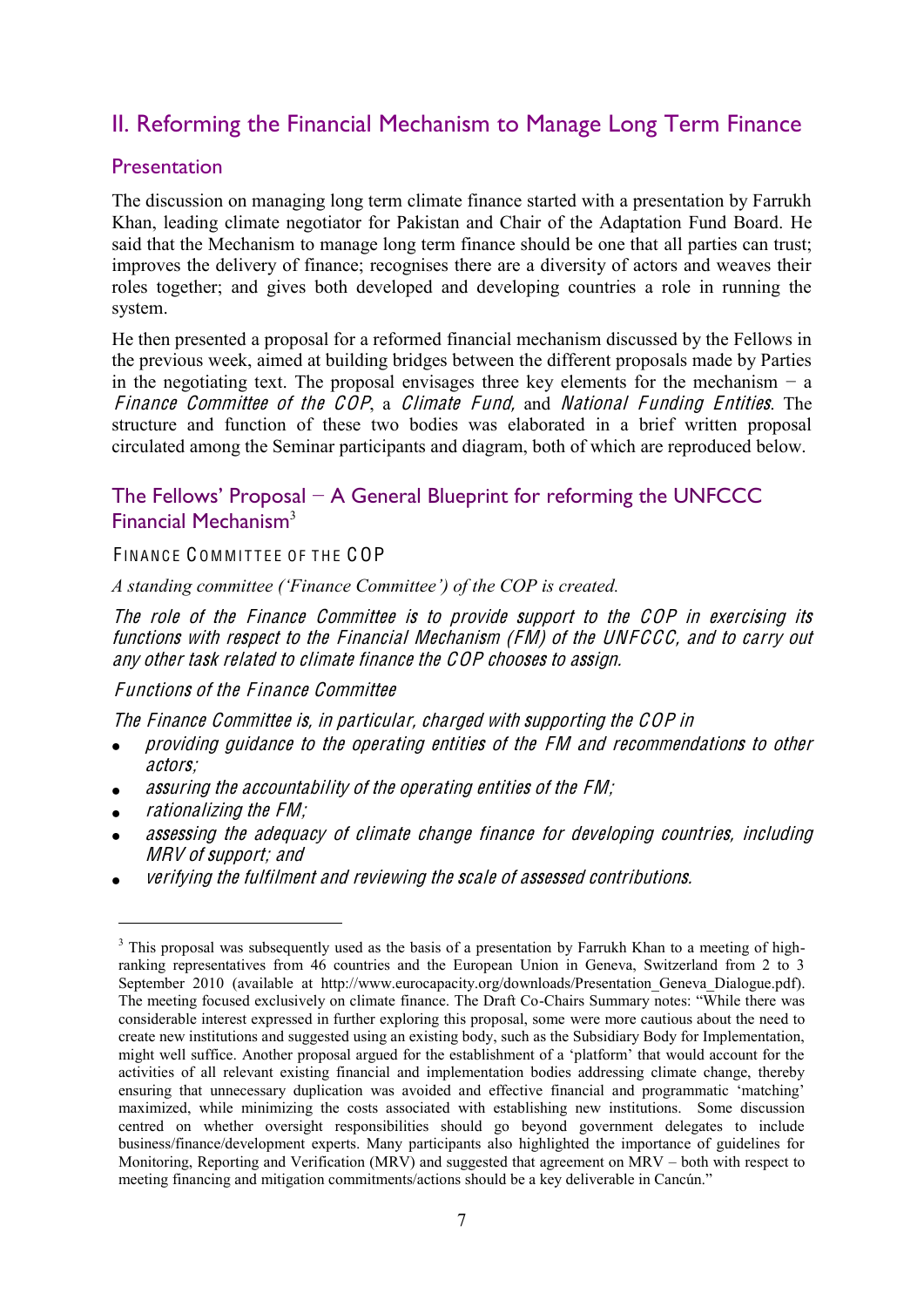## II. Reforming the Financial Mechanism to Manage Long Term Finance

### Presentation

The discussion on managing long term climate finance started with a presentation by Farrukh Khan, leading climate negotiator for Pakistan and Chair of the Adaptation Fund Board. He said that the Mechanism to manage long term finance should be one that all parties can trust; improves the delivery of finance; recognises there are a diversity of actors and weaves their roles together; and gives both developed and developing countries a role in running the system.

He then presented a proposal for a reformed financial mechanism discussed by the Fellows in the previous week, aimed at building bridges between the different proposals made by Parties in the negotiating text. The proposal envisages three key elements for the mechanism – a *Finance Committee of the COP*, a *Climate Fund*, and *National Funding Entities*. The structure and function of these two bodies was elaborated in a brief written proposal circulated among the Seminar participants and diagram, both of which are reproduced below.

### The Fellows' Proposal – A General Blueprint for reforming the UNFCCC Financial Mechanism[3]

FINANCE COMMITTEE OF THE COP

*A standing committee ('Finance Committee') of the COP is created.*

*The role of the Finance Committee is to provide support to the COP in exercising its functions with respect to the Financial Mechanism (FM) of the UNFCCC, and to carry out any other task related to climate finance the COP chooses to assign.*

*Functions of the Finance Committee*

*The Finance Committee is, in particular, charged with supporting the COP in*

- *providing guidance to the operating entities of the FM and recommendations to other actors;*
- *assuring the accountability of the operating entities of the FM;*
- *rationalizing the FM;*
- *assessing the adequacy of climate change finance for developing countries, including MRV of support; and*
- *verifying the fulfilment and reviewing the scale of assessed contributions.*

[3] This proposal was subsequently used as the basis of a presentation by Farrukh Khan to a meeting of high-ranking representatives from 46 countries and the European Union in Geneva, Switzerland from 2 to 3 September 2010 (available at http://www.eurocapacity.org/downloads/Presentation_Geneva_Dialogue.pdf). The meeting focused exclusively on climate finance. The Draft Co-Chairs Summary notes: "While there was considerable interest expressed in further exploring this proposal, some were more cautious about the need to create new institutions and suggested using an existing body, such as the Subsidiary Body for Implementation, might well suffice. Another proposal argued for the establishment of a 'platform' that would account for the activities of all relevant existing financial and implementation bodies addressing climate change, thereby ensuring that unnecessary duplication was avoided and effective financial and programmatic 'matching' maximized, while minimizing the costs associated with establishing new institutions. Some discussion centred on whether oversight responsibilities should go beyond government delegates to include business/finance/development experts. Many participants also highlighted the importance of guidelines for Monitoring, Reporting and Verification (MRV) and suggested that agreement on MRV – both with respect to meeting financing and mitigation commitments/actions should be a key deliverable in Cancún."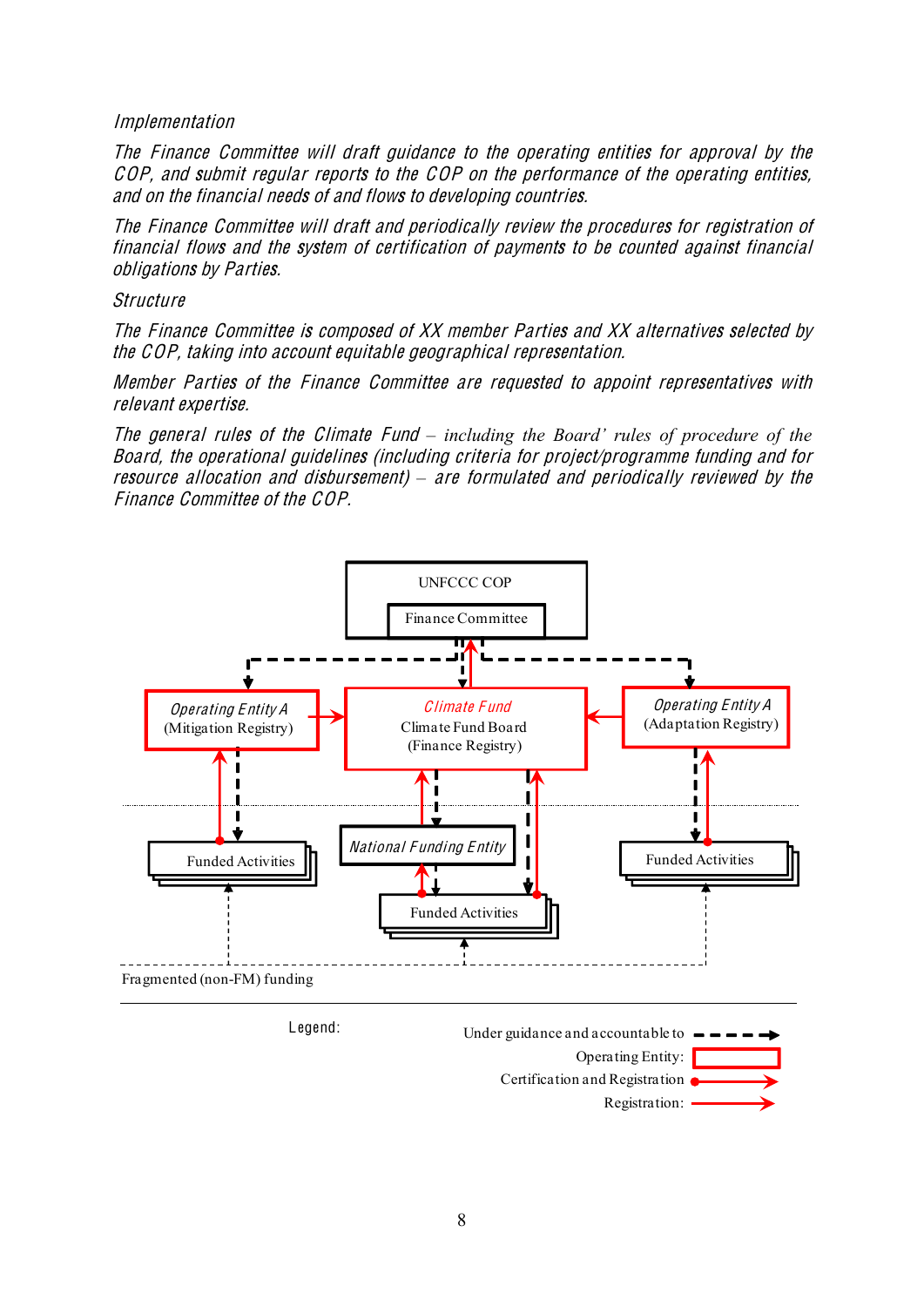*Implementation*

*The Finance Committee will draft guidance to the operating entities for approval by the COP, and submit regular reports to the COP on the performance of the operating entities, and on the financial needs of and flows to developing countries.*

*The Finance Committee will draft and periodically review the procedures for registration of financial flows and the system of certification of payments to be counted against financial obligations by Parties.*

*Structure*

*The Finance Committee is composed of XX member Parties and XX alternatives selected by the COP, taking into account equitable geographical representation.*

*Member Parties of the Finance Committee are requested to appoint representatives with relevant expertise.*

*The general rules of the Climate Fund – including the Board' rules of procedure of the Board, the operational guidelines (including criteria for project/programme funding and for resource allocation and disbursement) – are formulated and periodically reviewed by the Finance Committee of the COP.*

UNFCCC COP

Finance Committee

*Operating Entity A* (Mitigation Registry)

*Climate Fund* Climate Fund Board (Finance Registry)

*Operating Entity A* (Adaptation Registry)

Funded Activities

*National Funding Entity*

Funded Activities

Funded Activities

Fragmented (non-FM) funding

Legend:

Under guidance and accountable to

Operating Entity:

Certification and Registration

Registration: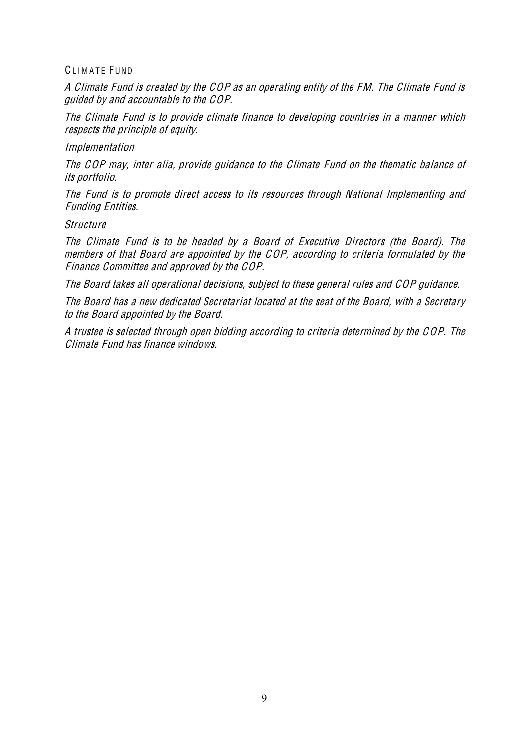## CLIMATE FUND

*A Climate Fund is created by the COP as an operating entity of the FM. The Climate Fund is guided by and accountable to the COP.*

*The Climate Fund is to provide climate finance to developing countries in a manner which respects the principle of equity.*

*Implementation*

*The COP may, inter alia, provide guidance to the Climate Fund on the thematic balance of its portfolio.*

*The Fund is to promote direct access to its resources through National Implementing and Funding Entities.*

*Structure*

*The Climate Fund is to be headed by a Board of Executive Directors (the Board). The members of that Board are appointed by the COP, according to criteria formulated by the Finance Committee and approved by the COP.*

*The Board takes all operational decisions, subject to these general rules and COP guidance.*

*The Board has a new dedicated Secretariat located at the seat of the Board, with a Secretary to the Board appointed by the Board.*

*A trustee is selected through open bidding according to criteria determined by the COP. The Climate Fund has finance windows.*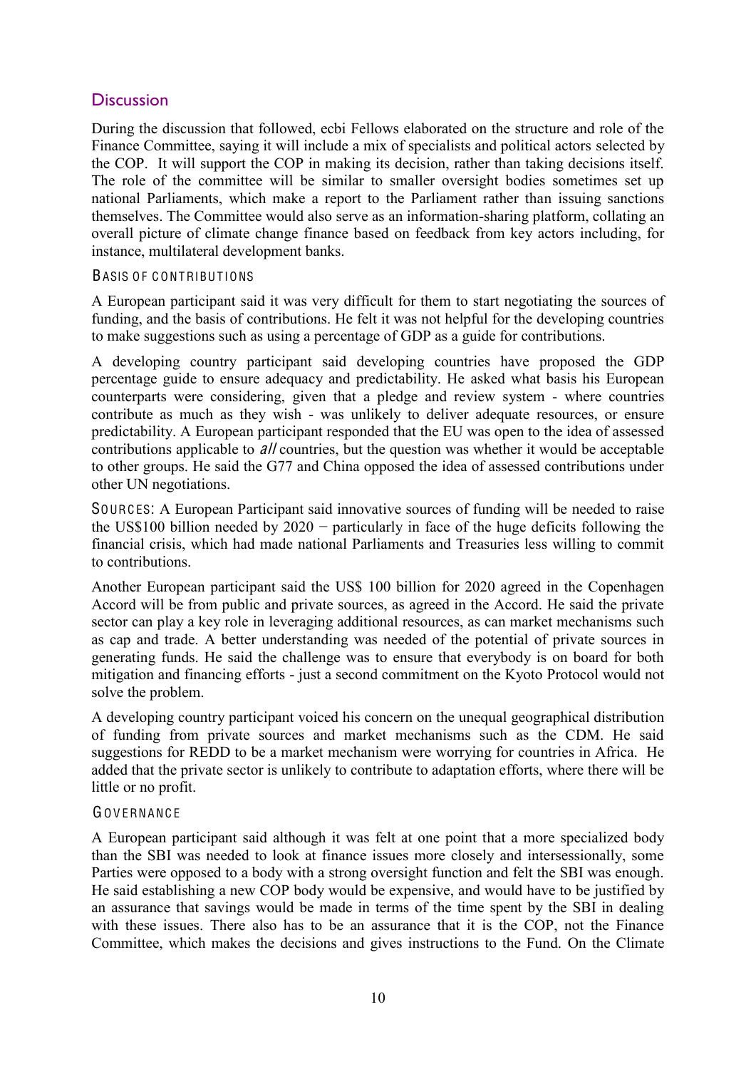## Discussion

During the discussion that followed, ecbi Fellows elaborated on the structure and role of the Finance Committee, saying it will include a mix of specialists and political actors selected by the COP. It will support the COP in making its decision, rather than taking decisions itself. The role of the committee will be similar to smaller oversight bodies sometimes set up national Parliaments, which make a report to the Parliament rather than issuing sanctions themselves. The Committee would also serve as an information-sharing platform, collating an overall picture of climate change finance based on feedback from key actors including, for instance, multilateral development banks.

### Basis of contributions

A European participant said it was very difficult for them to start negotiating the sources of funding, and the basis of contributions. He felt it was not helpful for the developing countries to make suggestions such as using a percentage of GDP as a guide for contributions.

A developing country participant said developing countries have proposed the GDP percentage guide to ensure adequacy and predictability. He asked what basis his European counterparts were considering, given that a pledge and review system - where countries contribute as much as they wish - was unlikely to deliver adequate resources, or ensure predictability. A European participant responded that the EU was open to the idea of assessed contributions applicable to *all* countries, but the question was whether it would be acceptable to other groups. He said the G77 and China opposed the idea of assessed contributions under other UN negotiations.

Sources: A European Participant said innovative sources of funding will be needed to raise the US$100 billion needed by 2020 − particularly in face of the huge deficits following the financial crisis, which had made national Parliaments and Treasuries less willing to commit to contributions.

Another European participant said the US$ 100 billion for 2020 agreed in the Copenhagen Accord will be from public and private sources, as agreed in the Accord. He said the private sector can play a key role in leveraging additional resources, as can market mechanisms such as cap and trade. A better understanding was needed of the potential of private sources in generating funds. He said the challenge was to ensure that everybody is on board for both mitigation and financing efforts - just a second commitment on the Kyoto Protocol would not solve the problem.

A developing country participant voiced his concern on the unequal geographical distribution of funding from private sources and market mechanisms such as the CDM. He said suggestions for REDD to be a market mechanism were worrying for countries in Africa. He added that the private sector is unlikely to contribute to adaptation efforts, where there will be little or no profit.

### Governance

A European participant said although it was felt at one point that a more specialized body than the SBI was needed to look at finance issues more closely and intersessionally, some Parties were opposed to a body with a strong oversight function and felt the SBI was enough. He said establishing a new COP body would be expensive, and would have to be justified by an assurance that savings would be made in terms of the time spent by the SBI in dealing with these issues. There also has to be an assurance that it is the COP, not the Finance Committee, which makes the decisions and gives instructions to the Fund. On the Climate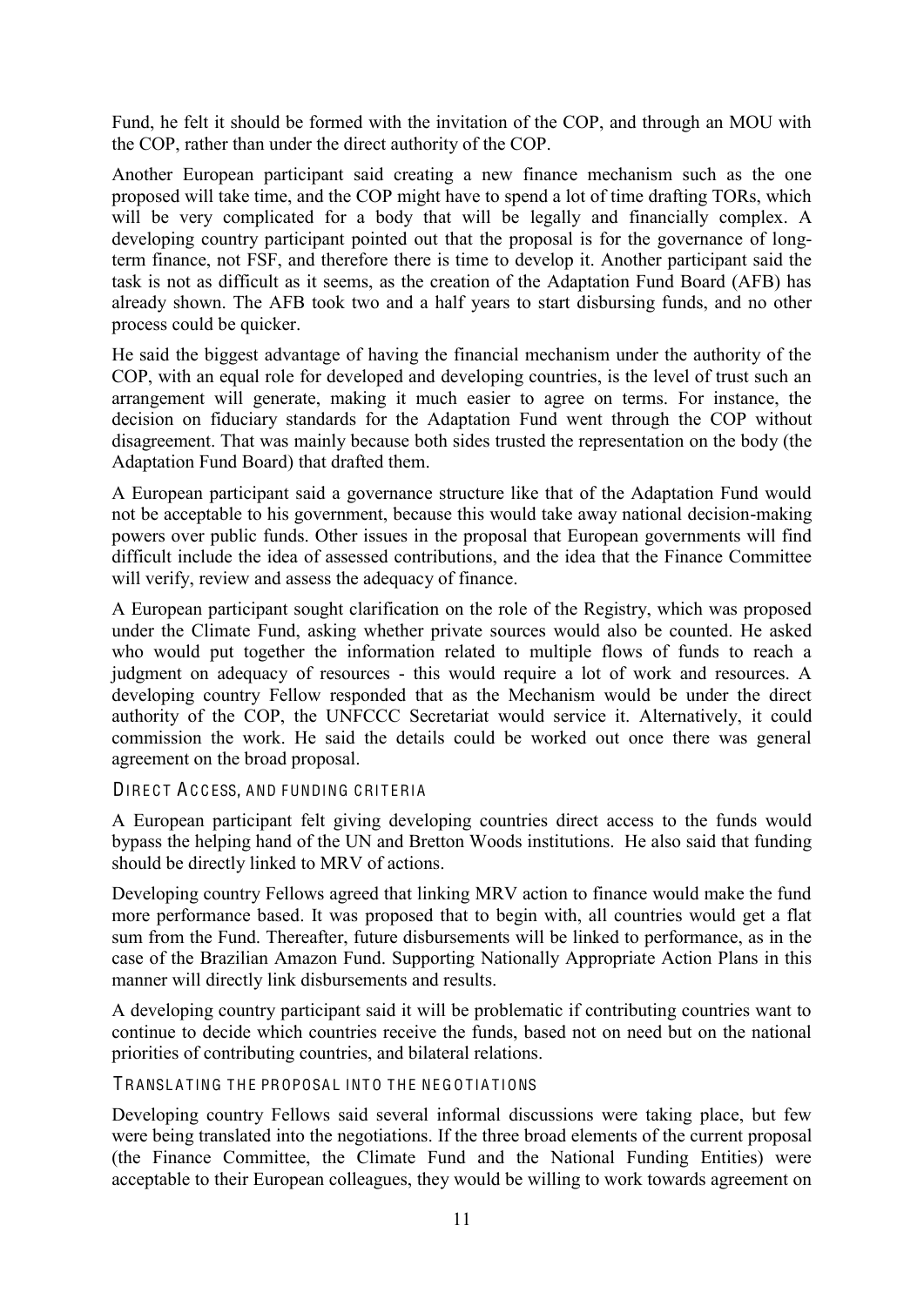Fund, he felt it should be formed with the invitation of the COP, and through an MOU with the COP, rather than under the direct authority of the COP.

Another European participant said creating a new finance mechanism such as the one proposed will take time, and the COP might have to spend a lot of time drafting TORs, which will be very complicated for a body that will be legally and financially complex. A developing country participant pointed out that the proposal is for the governance of long-term finance, not FSF, and therefore there is time to develop it. Another participant said the task is not as difficult as it seems, as the creation of the Adaptation Fund Board (AFB) has already shown. The AFB took two and a half years to start disbursing funds, and no other process could be quicker.

He said the biggest advantage of having the financial mechanism under the authority of the COP, with an equal role for developed and developing countries, is the level of trust such an arrangement will generate, making it much easier to agree on terms. For instance, the decision on fiduciary standards for the Adaptation Fund went through the COP without disagreement. That was mainly because both sides trusted the representation on the body (the Adaptation Fund Board) that drafted them.

A European participant said a governance structure like that of the Adaptation Fund would not be acceptable to his government, because this would take away national decision-making powers over public funds. Other issues in the proposal that European governments will find difficult include the idea of assessed contributions, and the idea that the Finance Committee will verify, review and assess the adequacy of finance.

A European participant sought clarification on the role of the Registry, which was proposed under the Climate Fund, asking whether private sources would also be counted. He asked who would put together the information related to multiple flows of funds to reach a judgment on adequacy of resources - this would require a lot of work and resources. A developing country Fellow responded that as the Mechanism would be under the direct authority of the COP, the UNFCCC Secretariat would service it. Alternatively, it could commission the work. He said the details could be worked out once there was general agreement on the broad proposal.

### DIRECT ACCESS, AND FUNDING CRITERIA

A European participant felt giving developing countries direct access to the funds would bypass the helping hand of the UN and Bretton Woods institutions. He also said that funding should be directly linked to MRV of actions.

Developing country Fellows agreed that linking MRV action to finance would make the fund more performance based. It was proposed that to begin with, all countries would get a flat sum from the Fund. Thereafter, future disbursements will be linked to performance, as in the case of the Brazilian Amazon Fund. Supporting Nationally Appropriate Action Plans in this manner will directly link disbursements and results.

A developing country participant said it will be problematic if contributing countries want to continue to decide which countries receive the funds, based not on need but on the national priorities of contributing countries, and bilateral relations.

### TRANSLATING THE PROPOSAL INTO THE NEGOTIATIONS

Developing country Fellows said several informal discussions were taking place, but few were being translated into the negotiations. If the three broad elements of the current proposal (the Finance Committee, the Climate Fund and the National Funding Entities) were acceptable to their European colleagues, they would be willing to work towards agreement on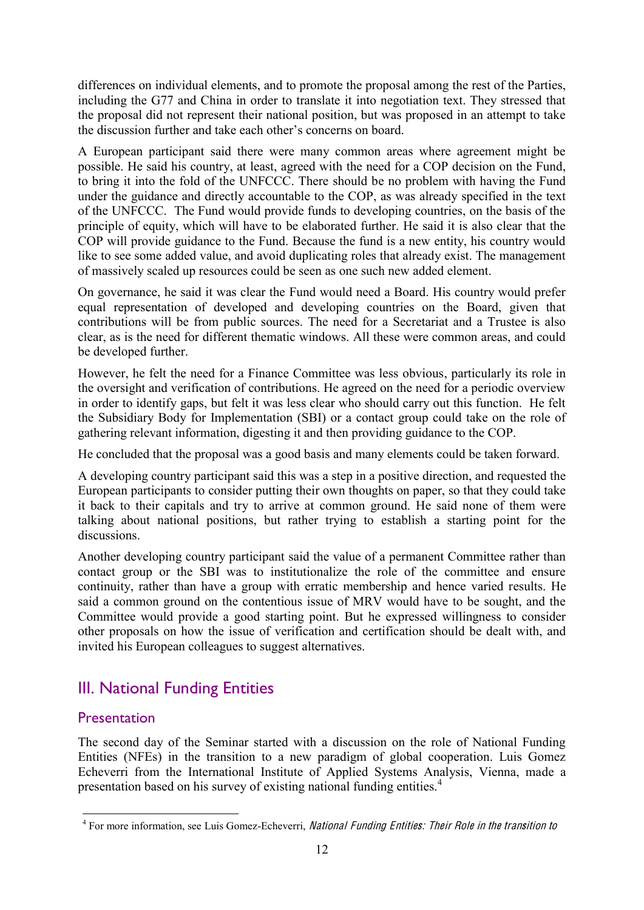differences on individual elements, and to promote the proposal among the rest of the Parties, including the G77 and China in order to translate it into negotiation text. They stressed that the proposal did not represent their national position, but was proposed in an attempt to take the discussion further and take each other's concerns on board.

A European participant said there were many common areas where agreement might be possible. He said his country, at least, agreed with the need for a COP decision on the Fund, to bring it into the fold of the UNFCCC. There should be no problem with having the Fund under the guidance and directly accountable to the COP, as was already specified in the text of the UNFCCC. The Fund would provide funds to developing countries, on the basis of the principle of equity, which will have to be elaborated further. He said it is also clear that the COP will provide guidance to the Fund. Because the fund is a new entity, his country would like to see some added value, and avoid duplicating roles that already exist. The management of massively scaled up resources could be seen as one such new added element.

On governance, he said it was clear the Fund would need a Board. His country would prefer equal representation of developed and developing countries on the Board, given that contributions will be from public sources. The need for a Secretariat and a Trustee is also clear, as is the need for different thematic windows. All these were common areas, and could be developed further.

However, he felt the need for a Finance Committee was less obvious, particularly its role in the oversight and verification of contributions. He agreed on the need for a periodic overview in order to identify gaps, but felt it was less clear who should carry out this function. He felt the Subsidiary Body for Implementation (SBI) or a contact group could take on the role of gathering relevant information, digesting it and then providing guidance to the COP.

He concluded that the proposal was a good basis and many elements could be taken forward.

A developing country participant said this was a step in a positive direction, and requested the European participants to consider putting their own thoughts on paper, so that they could take it back to their capitals and try to arrive at common ground. He said none of them were talking about national positions, but rather trying to establish a starting point for the discussions.

Another developing country participant said the value of a permanent Committee rather than contact group or the SBI was to institutionalize the role of the committee and ensure continuity, rather than have a group with erratic membership and hence varied results. He said a common ground on the contentious issue of MRV would have to be sought, and the Committee would provide a good starting point. But he expressed willingness to consider other proposals on how the issue of verification and certification should be dealt with, and invited his European colleagues to suggest alternatives.

## III. National Funding Entities

### Presentation

The second day of the Seminar started with a discussion on the role of National Funding Entities (NFEs) in the transition to a new paradigm of global cooperation. Luis Gomez Echeverri from the International Institute of Applied Systems Analysis, Vienna, made a presentation based on his survey of existing national funding entities.[4]

[4] For more information, see Luis Gomez-Echeverri, *National Funding Entities: Their Role in the transition to*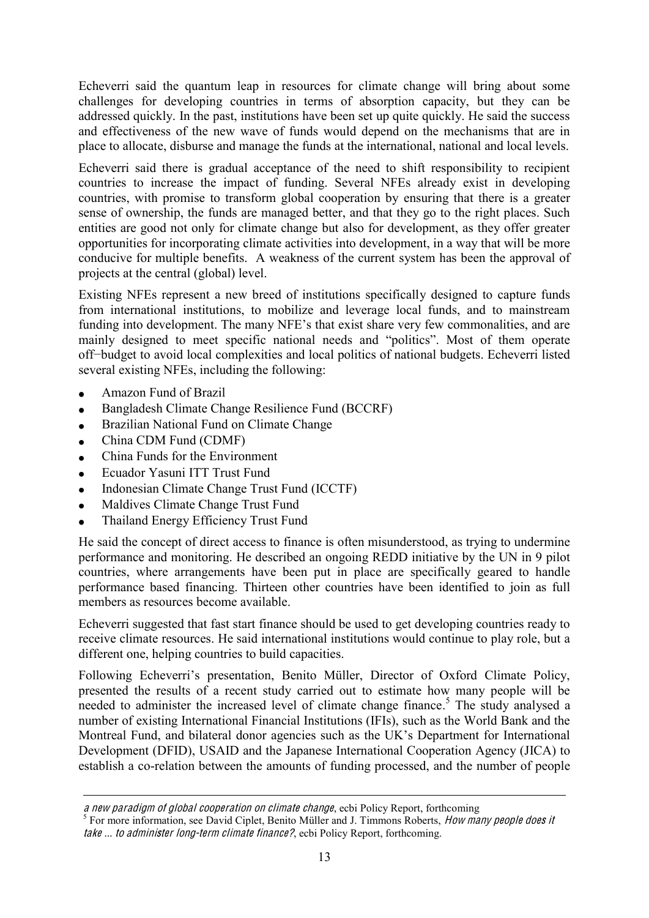Echeverri said the quantum leap in resources for climate change will bring about some challenges for developing countries in terms of absorption capacity, but they can be addressed quickly. In the past, institutions have been set up quite quickly. He said the success and effectiveness of the new wave of funds would depend on the mechanisms that are in place to allocate, disburse and manage the funds at the international, national and local levels.

Echeverri said there is gradual acceptance of the need to shift responsibility to recipient countries to increase the impact of funding. Several NFEs already exist in developing countries, with promise to transform global cooperation by ensuring that there is a greater sense of ownership, the funds are managed better, and that they go to the right places. Such entities are good not only for climate change but also for development, as they offer greater opportunities for incorporating climate activities into development, in a way that will be more conducive for multiple benefits. A weakness of the current system has been the approval of projects at the central (global) level.

Existing NFEs represent a new breed of institutions specifically designed to capture funds from international institutions, to mobilize and leverage local funds, and to mainstream funding into development. The many NFE's that exist share very few commonalities, and are mainly designed to meet specific national needs and "politics". Most of them operate off–budget to avoid local complexities and local politics of national budgets. Echeverri listed several existing NFEs, including the following:

- Amazon Fund of Brazil
- Bangladesh Climate Change Resilience Fund (BCCRF)
- Brazilian National Fund on Climate Change
- China CDM Fund (CDMF)
- China Funds for the Environment
- Ecuador Yasuni ITT Trust Fund
- Indonesian Climate Change Trust Fund (ICCTF)
- Maldives Climate Change Trust Fund
- Thailand Energy Efficiency Trust Fund

He said the concept of direct access to finance is often misunderstood, as trying to undermine performance and monitoring. He described an ongoing REDD initiative by the UN in 9 pilot countries, where arrangements have been put in place are specifically geared to handle performance based financing. Thirteen other countries have been identified to join as full members as resources become available.

Echeverri suggested that fast start finance should be used to get developing countries ready to receive climate resources. He said international institutions would continue to play role, but a different one, helping countries to build capacities.

Following Echeverri's presentation, Benito Müller, Director of Oxford Climate Policy, presented the results of a recent study carried out to estimate how many people will be needed to administer the increased level of climate change finance.[5] The study analysed a number of existing International Financial Institutions (IFIs), such as the World Bank and the Montreal Fund, and bilateral donor agencies such as the UK's Department for International Development (DFID), USAID and the Japanese International Cooperation Agency (JICA) to establish a co-relation between the amounts of funding processed, and the number of people

---

*a new paradigm of global cooperation on climate change*, ecbi Policy Report, forthcoming

[5] For more information, see David Ciplet, Benito Müller and J. Timmons Roberts, *How many people does it take ... to administer long-term climate finance?*, ecbi Policy Report, forthcoming.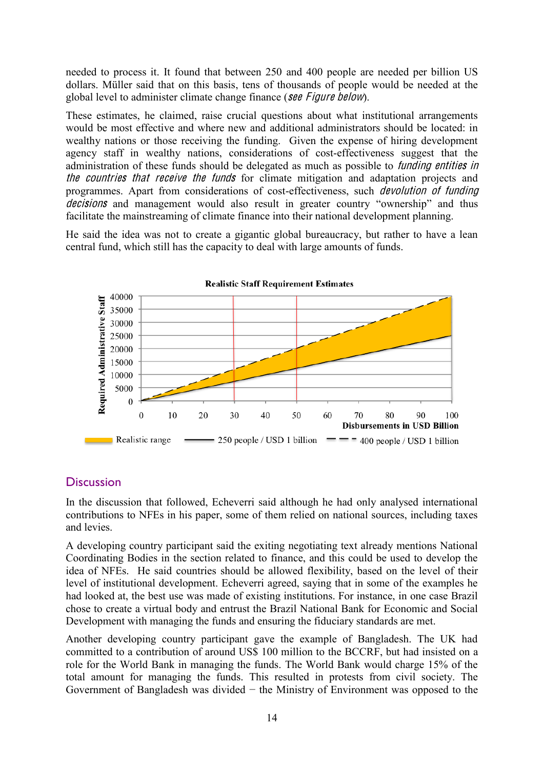needed to process it. It found that between 250 and 400 people are needed per billion US dollars. Müller said that on this basis, tens of thousands of people would be needed at the global level to administer climate change finance (*see Figure below*).

These estimates, he claimed, raise crucial questions about what institutional arrangements would be most effective and where new and additional administrators should be located: in wealthy nations or those receiving the funding. Given the expense of hiring development agency staff in wealthy nations, considerations of cost-effectiveness suggest that the administration of these funds should be delegated as much as possible to *funding entities in the countries that receive the funds* for climate mitigation and adaptation projects and programmes. Apart from considerations of cost-effectiveness, such *devolution of funding decisions* and management would also result in greater country "ownership" and thus facilitate the mainstreaming of climate finance into their national development planning.

He said the idea was not to create a gigantic global bureaucracy, but rather to have a lean central fund, which still has the capacity to deal with large amounts of funds.

**Realistic Staff Requirement Estimates**

Required Administrative Staff (0–40000) vs. Disbursements in USD Billion (0–100)

Realistic range — 250 people / USD 1 billion — 400 people / USD 1 billion

## Discussion

In the discussion that followed, Echeverri said although he had only analysed international contributions to NFEs in his paper, some of them relied on national sources, including taxes and levies.

A developing country participant said the exiting negotiating text already mentions National Coordinating Bodies in the section related to finance, and this could be used to develop the idea of NFEs. He said countries should be allowed flexibility, based on the level of their level of institutional development. Echeverri agreed, saying that in some of the examples he had looked at, the best use was made of existing institutions. For instance, in one case Brazil chose to create a virtual body and entrust the Brazil National Bank for Economic and Social Development with managing the funds and ensuring the fiduciary standards are met.

Another developing country participant gave the example of Bangladesh. The UK had committed to a contribution of around US$ 100 million to the BCCRF, but had insisted on a role for the World Bank in managing the funds. The World Bank would charge 15% of the total amount for managing the funds. This resulted in protests from civil society. The Government of Bangladesh was divided − the Ministry of Environment was opposed to the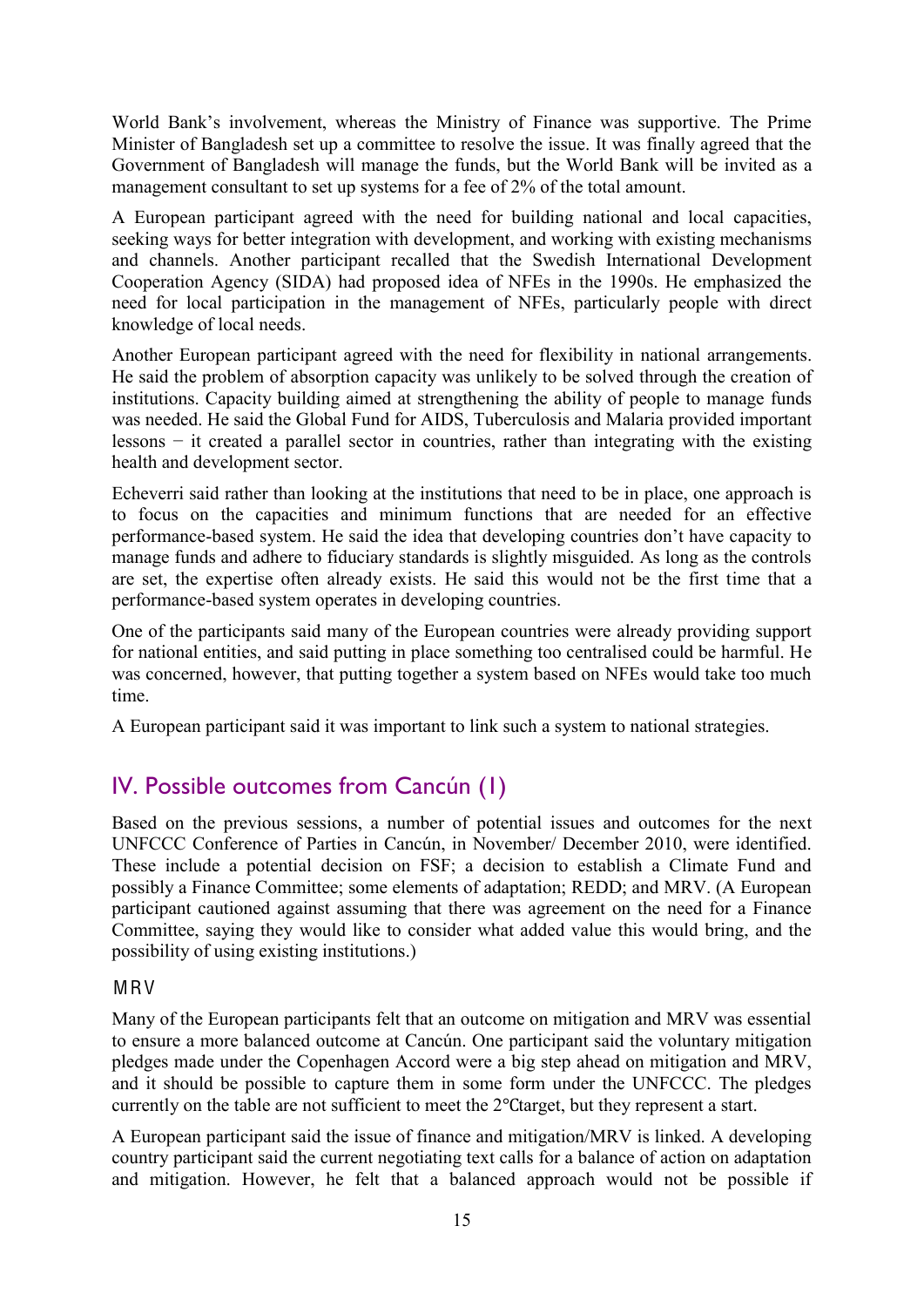World Bank's involvement, whereas the Ministry of Finance was supportive. The Prime Minister of Bangladesh set up a committee to resolve the issue. It was finally agreed that the Government of Bangladesh will manage the funds, but the World Bank will be invited as a management consultant to set up systems for a fee of 2% of the total amount.

A European participant agreed with the need for building national and local capacities, seeking ways for better integration with development, and working with existing mechanisms and channels. Another participant recalled that the Swedish International Development Cooperation Agency (SIDA) had proposed idea of NFEs in the 1990s. He emphasized the need for local participation in the management of NFEs, particularly people with direct knowledge of local needs.

Another European participant agreed with the need for flexibility in national arrangements. He said the problem of absorption capacity was unlikely to be solved through the creation of institutions. Capacity building aimed at strengthening the ability of people to manage funds was needed. He said the Global Fund for AIDS, Tuberculosis and Malaria provided important lessons − it created a parallel sector in countries, rather than integrating with the existing health and development sector.

Echeverri said rather than looking at the institutions that need to be in place, one approach is to focus on the capacities and minimum functions that are needed for an effective performance-based system. He said the idea that developing countries don't have capacity to manage funds and adhere to fiduciary standards is slightly misguided. As long as the controls are set, the expertise often already exists. He said this would not be the first time that a performance-based system operates in developing countries.

One of the participants said many of the European countries were already providing support for national entities, and said putting in place something too centralised could be harmful. He was concerned, however, that putting together a system based on NFEs would take too much time.

A European participant said it was important to link such a system to national strategies.

## IV. Possible outcomes from Cancún (1)

Based on the previous sessions, a number of potential issues and outcomes for the next UNFCCC Conference of Parties in Cancún, in November/ December 2010, were identified. These include a potential decision on FSF; a decision to establish a Climate Fund and possibly a Finance Committee; some elements of adaptation; REDD; and MRV. (A European participant cautioned against assuming that there was agreement on the need for a Finance Committee, saying they would like to consider what added value this would bring, and the possibility of using existing institutions.)

### MRV

Many of the European participants felt that an outcome on mitigation and MRV was essential to ensure a more balanced outcome at Cancún. One participant said the voluntary mitigation pledges made under the Copenhagen Accord were a big step ahead on mitigation and MRV, and it should be possible to capture them in some form under the UNFCCC. The pledges currently on the table are not sufficient to meet the 2°C target, but they represent a start.

A European participant said the issue of finance and mitigation/MRV is linked. A developing country participant said the current negotiating text calls for a balance of action on adaptation and mitigation. However, he felt that a balanced approach would not be possible if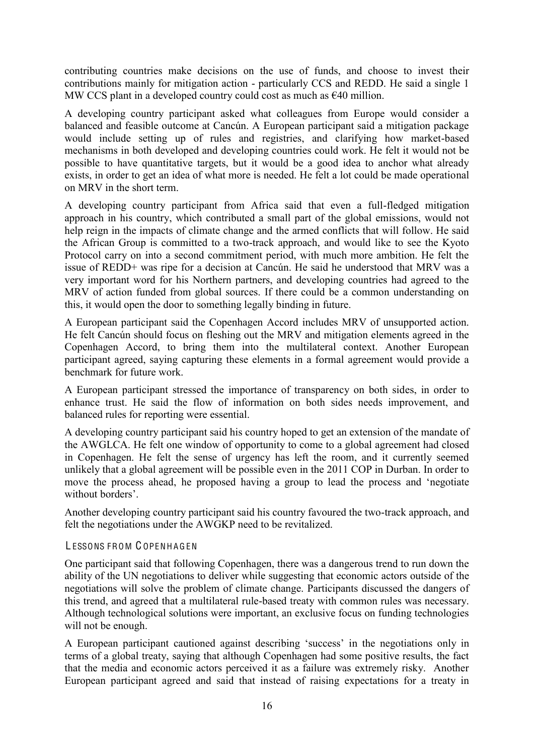contributing countries make decisions on the use of funds, and choose to invest their contributions mainly for mitigation action - particularly CCS and REDD. He said a single 1 MW CCS plant in a developed country could cost as much as €40 million.

A developing country participant asked what colleagues from Europe would consider a balanced and feasible outcome at Cancún. A European participant said a mitigation package would include setting up of rules and registries, and clarifying how market-based mechanisms in both developed and developing countries could work. He felt it would not be possible to have quantitative targets, but it would be a good idea to anchor what already exists, in order to get an idea of what more is needed. He felt a lot could be made operational on MRV in the short term.

A developing country participant from Africa said that even a full-fledged mitigation approach in his country, which contributed a small part of the global emissions, would not help reign in the impacts of climate change and the armed conflicts that will follow. He said the African Group is committed to a two-track approach, and would like to see the Kyoto Protocol carry on into a second commitment period, with much more ambition. He felt the issue of REDD+ was ripe for a decision at Cancún. He said he understood that MRV was a very important word for his Northern partners, and developing countries had agreed to the MRV of action funded from global sources. If there could be a common understanding on this, it would open the door to something legally binding in future.

A European participant said the Copenhagen Accord includes MRV of unsupported action. He felt Cancún should focus on fleshing out the MRV and mitigation elements agreed in the Copenhagen Accord, to bring them into the multilateral context. Another European participant agreed, saying capturing these elements in a formal agreement would provide a benchmark for future work.

A European participant stressed the importance of transparency on both sides, in order to enhance trust. He said the flow of information on both sides needs improvement, and balanced rules for reporting were essential.

A developing country participant said his country hoped to get an extension of the mandate of the AWGLCA. He felt one window of opportunity to come to a global agreement had closed in Copenhagen. He felt the sense of urgency has left the room, and it currently seemed unlikely that a global agreement will be possible even in the 2011 COP in Durban. In order to move the process ahead, he proposed having a group to lead the process and 'negotiate without borders'.

Another developing country participant said his country favoured the two-track approach, and felt the negotiations under the AWGKP need to be revitalized.

### Lessons from Copenhagen

One participant said that following Copenhagen, there was a dangerous trend to run down the ability of the UN negotiations to deliver while suggesting that economic actors outside of the negotiations will solve the problem of climate change. Participants discussed the dangers of this trend, and agreed that a multilateral rule-based treaty with common rules was necessary. Although technological solutions were important, an exclusive focus on funding technologies will not be enough.

A European participant cautioned against describing 'success' in the negotiations only in terms of a global treaty, saying that although Copenhagen had some positive results, the fact that the media and economic actors perceived it as a failure was extremely risky. Another European participant agreed and said that instead of raising expectations for a treaty in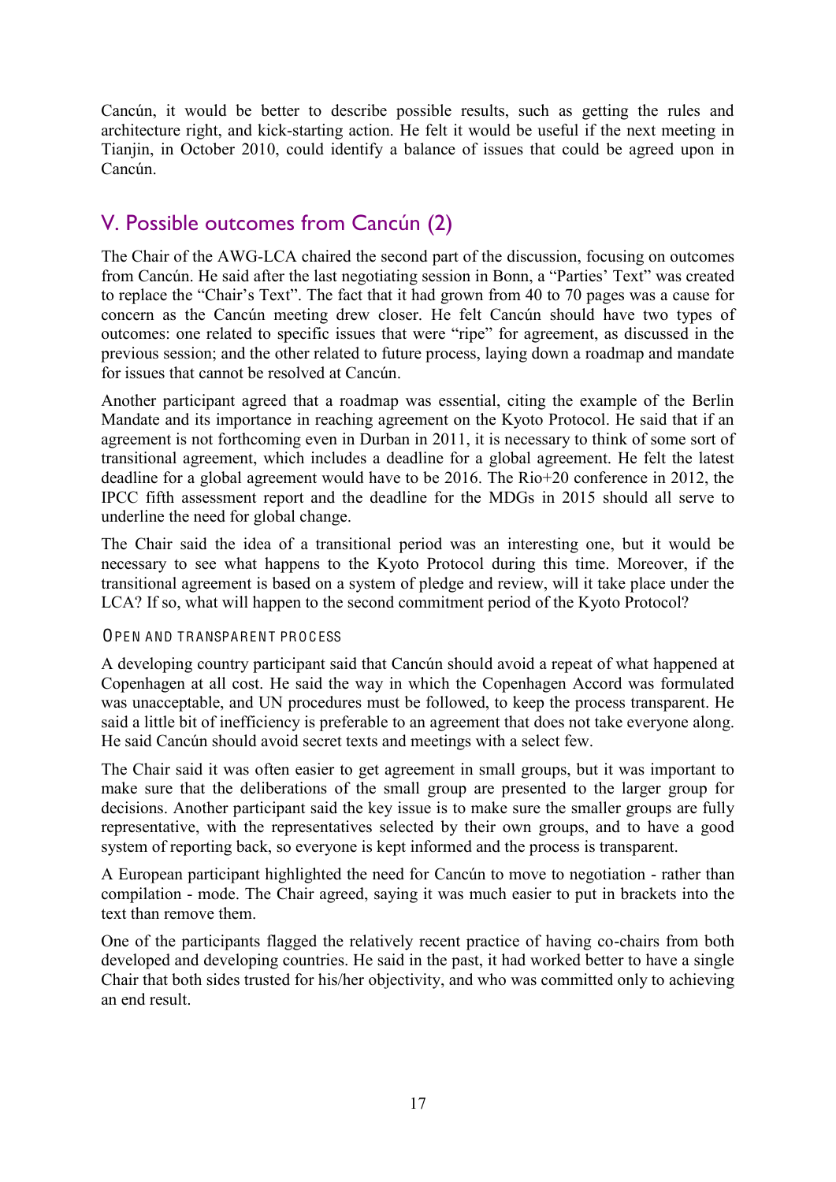Cancún, it would be better to describe possible results, such as getting the rules and architecture right, and kick-starting action. He felt it would be useful if the next meeting in Tianjin, in October 2010, could identify a balance of issues that could be agreed upon in Cancún.

## V. Possible outcomes from Cancún (2)

The Chair of the AWG-LCA chaired the second part of the discussion, focusing on outcomes from Cancún. He said after the last negotiating session in Bonn, a "Parties' Text" was created to replace the "Chair's Text". The fact that it had grown from 40 to 70 pages was a cause for concern as the Cancún meeting drew closer. He felt Cancún should have two types of outcomes: one related to specific issues that were "ripe" for agreement, as discussed in the previous session; and the other related to future process, laying down a roadmap and mandate for issues that cannot be resolved at Cancún.

Another participant agreed that a roadmap was essential, citing the example of the Berlin Mandate and its importance in reaching agreement on the Kyoto Protocol. He said that if an agreement is not forthcoming even in Durban in 2011, it is necessary to think of some sort of transitional agreement, which includes a deadline for a global agreement. He felt the latest deadline for a global agreement would have to be 2016. The Rio+20 conference in 2012, the IPCC fifth assessment report and the deadline for the MDGs in 2015 should all serve to underline the need for global change.

The Chair said the idea of a transitional period was an interesting one, but it would be necessary to see what happens to the Kyoto Protocol during this time. Moreover, if the transitional agreement is based on a system of pledge and review, will it take place under the LCA? If so, what will happen to the second commitment period of the Kyoto Protocol?

### Open and transparent process

A developing country participant said that Cancún should avoid a repeat of what happened at Copenhagen at all cost. He said the way in which the Copenhagen Accord was formulated was unacceptable, and UN procedures must be followed, to keep the process transparent. He said a little bit of inefficiency is preferable to an agreement that does not take everyone along. He said Cancún should avoid secret texts and meetings with a select few.

The Chair said it was often easier to get agreement in small groups, but it was important to make sure that the deliberations of the small group are presented to the larger group for decisions. Another participant said the key issue is to make sure the smaller groups are fully representative, with the representatives selected by their own groups, and to have a good system of reporting back, so everyone is kept informed and the process is transparent.

A European participant highlighted the need for Cancún to move to negotiation - rather than compilation - mode. The Chair agreed, saying it was much easier to put in brackets into the text than remove them.

One of the participants flagged the relatively recent practice of having co-chairs from both developed and developing countries. He said in the past, it had worked better to have a single Chair that both sides trusted for his/her objectivity, and who was committed only to achieving an end result.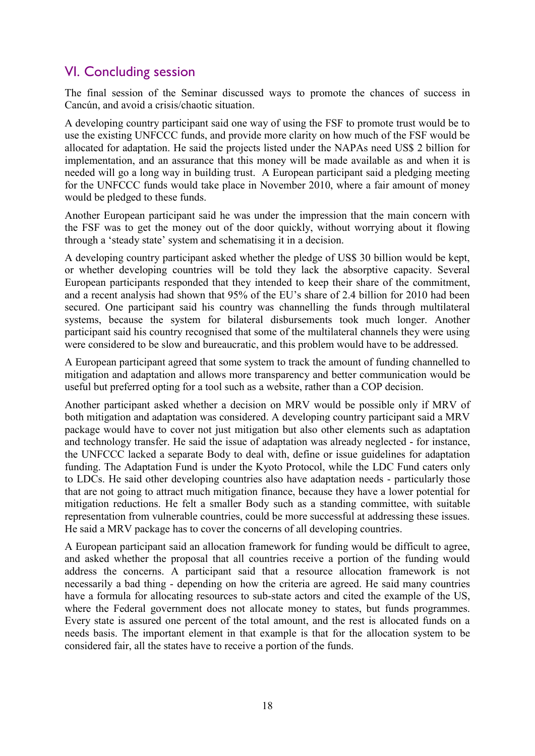## VI. Concluding session

The final session of the Seminar discussed ways to promote the chances of success in Cancún, and avoid a crisis/chaotic situation.

A developing country participant said one way of using the FSF to promote trust would be to use the existing UNFCCC funds, and provide more clarity on how much of the FSF would be allocated for adaptation. He said the projects listed under the NAPAs need US$ 2 billion for implementation, and an assurance that this money will be made available as and when it is needed will go a long way in building trust. A European participant said a pledging meeting for the UNFCCC funds would take place in November 2010, where a fair amount of money would be pledged to these funds.

Another European participant said he was under the impression that the main concern with the FSF was to get the money out of the door quickly, without worrying about it flowing through a 'steady state' system and schematising it in a decision.

A developing country participant asked whether the pledge of US$ 30 billion would be kept, or whether developing countries will be told they lack the absorptive capacity. Several European participants responded that they intended to keep their share of the commitment, and a recent analysis had shown that 95% of the EU's share of 2.4 billion for 2010 had been secured. One participant said his country was channelling the funds through multilateral systems, because the system for bilateral disbursements took much longer. Another participant said his country recognised that some of the multilateral channels they were using were considered to be slow and bureaucratic, and this problem would have to be addressed.

A European participant agreed that some system to track the amount of funding channelled to mitigation and adaptation and allows more transparency and better communication would be useful but preferred opting for a tool such as a website, rather than a COP decision.

Another participant asked whether a decision on MRV would be possible only if MRV of both mitigation and adaptation was considered. A developing country participant said a MRV package would have to cover not just mitigation but also other elements such as adaptation and technology transfer. He said the issue of adaptation was already neglected - for instance, the UNFCCC lacked a separate Body to deal with, define or issue guidelines for adaptation funding. The Adaptation Fund is under the Kyoto Protocol, while the LDC Fund caters only to LDCs. He said other developing countries also have adaptation needs - particularly those that are not going to attract much mitigation finance, because they have a lower potential for mitigation reductions. He felt a smaller Body such as a standing committee, with suitable representation from vulnerable countries, could be more successful at addressing these issues. He said a MRV package has to cover the concerns of all developing countries.

A European participant said an allocation framework for funding would be difficult to agree, and asked whether the proposal that all countries receive a portion of the funding would address the concerns. A participant said that a resource allocation framework is not necessarily a bad thing - depending on how the criteria are agreed. He said many countries have a formula for allocating resources to sub-state actors and cited the example of the US, where the Federal government does not allocate money to states, but funds programmes. Every state is assured one percent of the total amount, and the rest is allocated funds on a needs basis. The important element in that example is that for the allocation system to be considered fair, all the states have to receive a portion of the funds.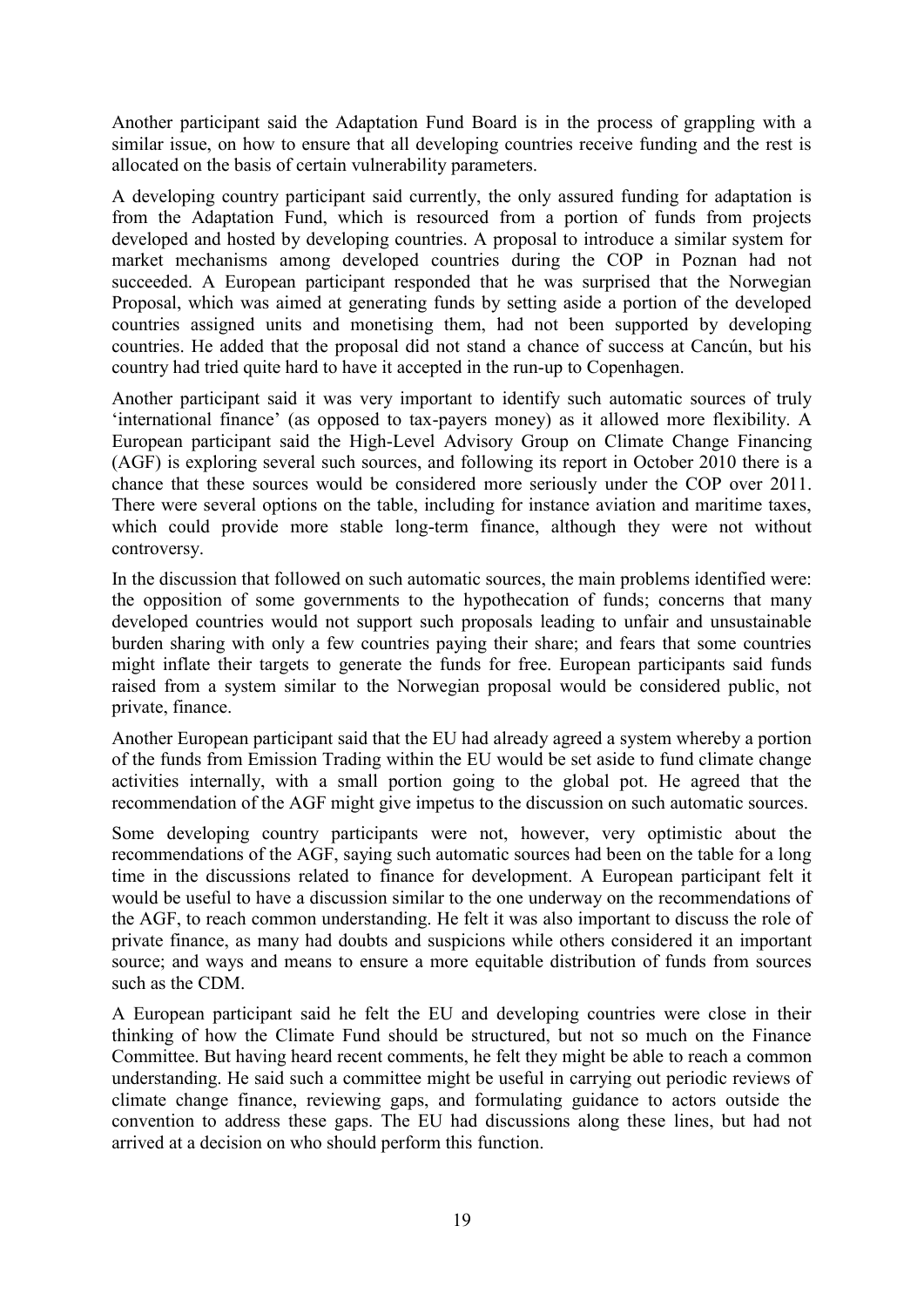Another participant said the Adaptation Fund Board is in the process of grappling with a similar issue, on how to ensure that all developing countries receive funding and the rest is allocated on the basis of certain vulnerability parameters.

A developing country participant said currently, the only assured funding for adaptation is from the Adaptation Fund, which is resourced from a portion of funds from projects developed and hosted by developing countries. A proposal to introduce a similar system for market mechanisms among developed countries during the COP in Poznan had not succeeded. A European participant responded that he was surprised that the Norwegian Proposal, which was aimed at generating funds by setting aside a portion of the developed countries assigned units and monetising them, had not been supported by developing countries. He added that the proposal did not stand a chance of success at Cancún, but his country had tried quite hard to have it accepted in the run-up to Copenhagen.

Another participant said it was very important to identify such automatic sources of truly 'international finance' (as opposed to tax-payers money) as it allowed more flexibility. A European participant said the High-Level Advisory Group on Climate Change Financing (AGF) is exploring several such sources, and following its report in October 2010 there is a chance that these sources would be considered more seriously under the COP over 2011. There were several options on the table, including for instance aviation and maritime taxes, which could provide more stable long-term finance, although they were not without controversy.

In the discussion that followed on such automatic sources, the main problems identified were: the opposition of some governments to the hypothecation of funds; concerns that many developed countries would not support such proposals leading to unfair and unsustainable burden sharing with only a few countries paying their share; and fears that some countries might inflate their targets to generate the funds for free. European participants said funds raised from a system similar to the Norwegian proposal would be considered public, not private, finance.

Another European participant said that the EU had already agreed a system whereby a portion of the funds from Emission Trading within the EU would be set aside to fund climate change activities internally, with a small portion going to the global pot. He agreed that the recommendation of the AGF might give impetus to the discussion on such automatic sources.

Some developing country participants were not, however, very optimistic about the recommendations of the AGF, saying such automatic sources had been on the table for a long time in the discussions related to finance for development. A European participant felt it would be useful to have a discussion similar to the one underway on the recommendations of the AGF, to reach common understanding. He felt it was also important to discuss the role of private finance, as many had doubts and suspicions while others considered it an important source; and ways and means to ensure a more equitable distribution of funds from sources such as the CDM.

A European participant said he felt the EU and developing countries were close in their thinking of how the Climate Fund should be structured, but not so much on the Finance Committee. But having heard recent comments, he felt they might be able to reach a common understanding. He said such a committee might be useful in carrying out periodic reviews of climate change finance, reviewing gaps, and formulating guidance to actors outside the convention to address these gaps. The EU had discussions along these lines, but had not arrived at a decision on who should perform this function.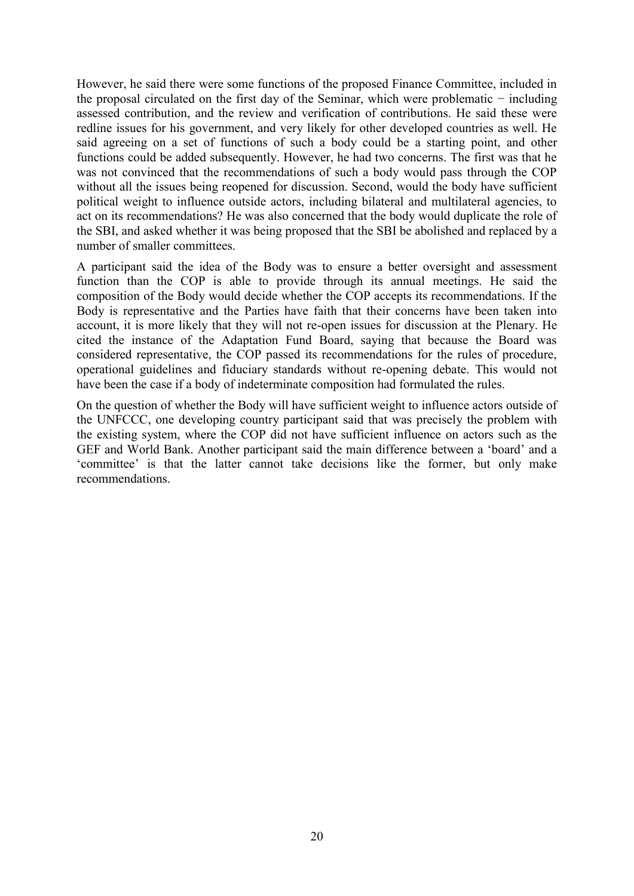However, he said there were some functions of the proposed Finance Committee, included in the proposal circulated on the first day of the Seminar, which were problematic − including assessed contribution, and the review and verification of contributions. He said these were redline issues for his government, and very likely for other developed countries as well. He said agreeing on a set of functions of such a body could be a starting point, and other functions could be added subsequently. However, he had two concerns. The first was that he was not convinced that the recommendations of such a body would pass through the COP without all the issues being reopened for discussion. Second, would the body have sufficient political weight to influence outside actors, including bilateral and multilateral agencies, to act on its recommendations? He was also concerned that the body would duplicate the role of the SBI, and asked whether it was being proposed that the SBI be abolished and replaced by a number of smaller committees.

A participant said the idea of the Body was to ensure a better oversight and assessment function than the COP is able to provide through its annual meetings. He said the composition of the Body would decide whether the COP accepts its recommendations. If the Body is representative and the Parties have faith that their concerns have been taken into account, it is more likely that they will not re-open issues for discussion at the Plenary. He cited the instance of the Adaptation Fund Board, saying that because the Board was considered representative, the COP passed its recommendations for the rules of procedure, operational guidelines and fiduciary standards without re-opening debate. This would not have been the case if a body of indeterminate composition had formulated the rules.

On the question of whether the Body will have sufficient weight to influence actors outside of the UNFCCC, one developing country participant said that was precisely the problem with the existing system, where the COP did not have sufficient influence on actors such as the GEF and World Bank. Another participant said the main difference between a 'board' and a 'committee' is that the latter cannot take decisions like the former, but only make recommendations.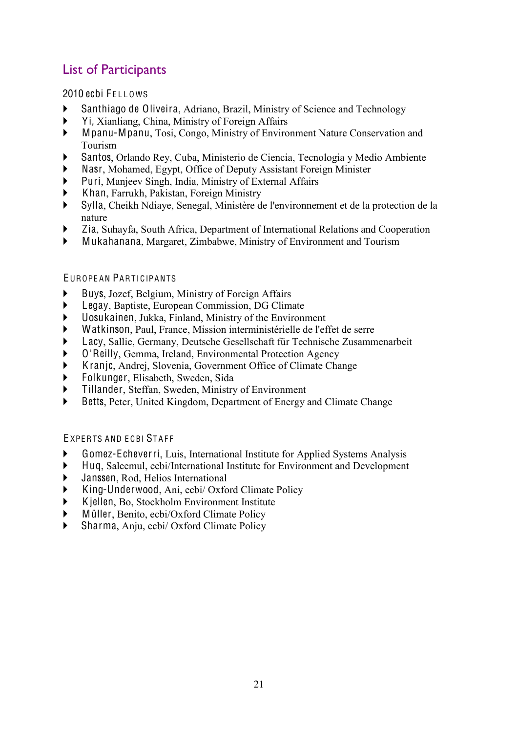## List of Participants

### 2010 ecbi Fellows

- **Santhiago de Oliveira**, Adriano, Brazil, Ministry of Science and Technology
- **Yi**, Xianliang, China, Ministry of Foreign Affairs
- **Mpanu-Mpanu**, Tosi, Congo, Ministry of Environment Nature Conservation and Tourism
- **Santos**, Orlando Rey, Cuba, Ministerio de Ciencia, Tecnologia y Medio Ambiente
- **Nasr**, Mohamed, Egypt, Office of Deputy Assistant Foreign Minister
- **Puri**, Manjeev Singh, India, Ministry of External Affairs
- **Khan**, Farrukh, Pakistan, Foreign Ministry
- **Sylla**, Cheikh Ndiaye, Senegal, Ministère de l'environnement et de la protection de la nature
- **Zia**, Suhayfa, South Africa, Department of International Relations and Cooperation
- **Mukahanana**, Margaret, Zimbabwe, Ministry of Environment and Tourism

### European Participants

- **Buys**, Jozef, Belgium, Ministry of Foreign Affairs
- **Legay**, Baptiste, European Commission, DG Climate
- **Uosukainen**, Jukka, Finland, Ministry of the Environment
- **Watkinson**, Paul, France, Mission interministérielle de l'effet de serre
- **Lacy**, Sallie, Germany, Deutsche Gesellschaft für Technische Zusammenarbeit
- **O'Reilly**, Gemma, Ireland, Environmental Protection Agency
- **Kranjc**, Andrej, Slovenia, Government Office of Climate Change
- **Folkunger**, Elisabeth, Sweden, Sida
- **Tillander**, Steffan, Sweden, Ministry of Environment
- **Betts**, Peter, United Kingdom, Department of Energy and Climate Change

### Experts and ecbi Staff

- **Gomez-Echeverri**, Luis, International Institute for Applied Systems Analysis
- **Huq**, Saleemul, ecbi/International Institute for Environment and Development
- **Janssen**, Rod, Helios International
- **King-Underwood**, Ani, ecbi/ Oxford Climate Policy
- **Kjellen**, Bo, Stockholm Environment Institute
- **Müller**, Benito, ecbi/Oxford Climate Policy
- **Sharma**, Anju, ecbi/ Oxford Climate Policy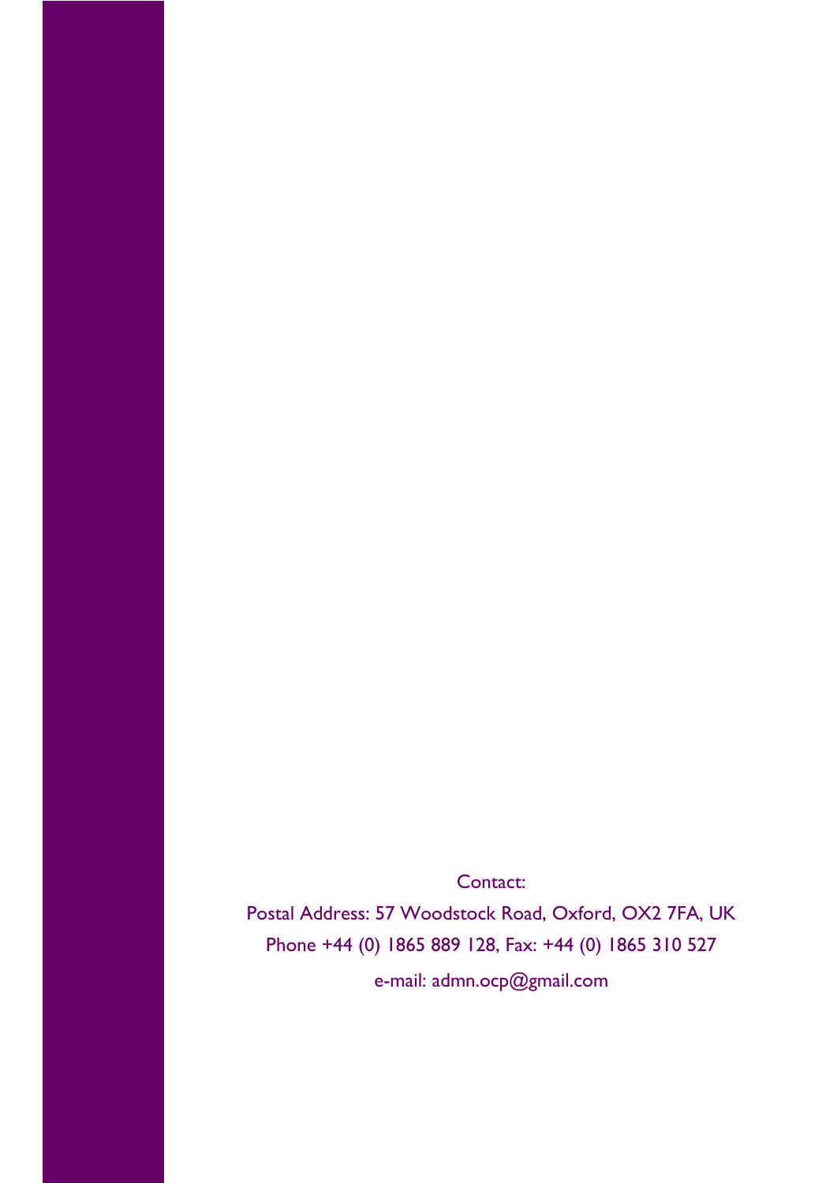Contact:

Postal Address: 57 Woodstock Road, Oxford, OX2 7FA, UK

Phone +44 (0) 1865 889 128, Fax: +44 (0) 1865 310 527

e-mail: admn.ocp@gmail.com